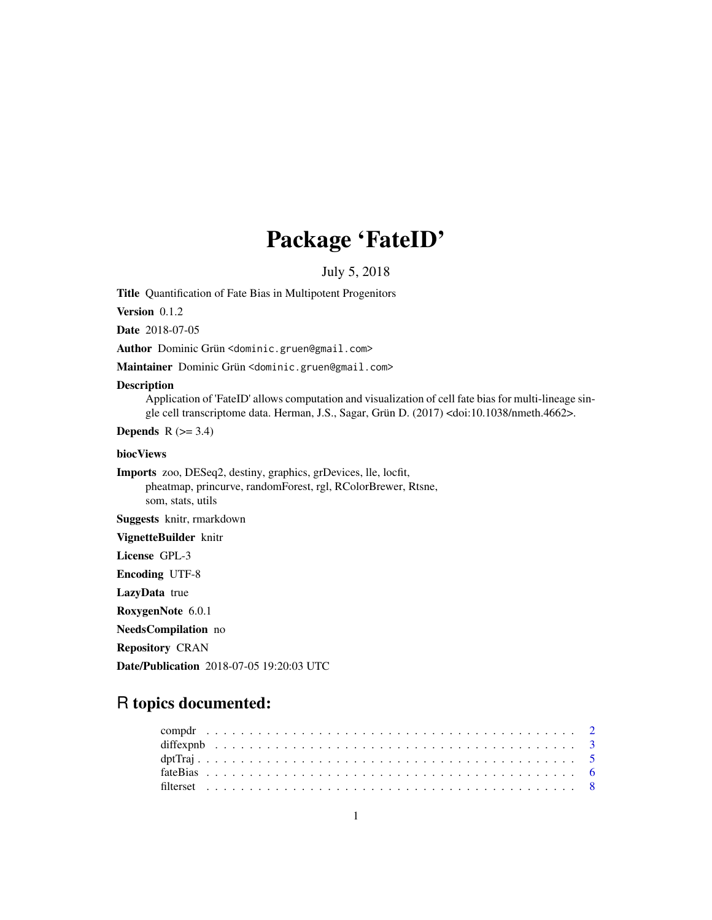# Package 'FateID'

July 5, 2018

**Title** Quantification of Fate Bias in Multipotent Progenitors

**Version** 0.1.2

**Date** 2018-07-05

**Author** Dominic Grün <dominic.gruen@gmail.com>

**Maintainer** Dominic Grün <dominic.gruen@gmail.com>

**Description**
Application of 'FateID' allows computation and visualization of cell fate bias for multi-lineage single cell transcriptome data. Herman, J.S., Sagar, Grün D. (2017) <doi:10.1038/nmeth.4662>.

**Depends** R (>= 3.4)

**biocViews**

**Imports** zoo, DESeq2, destiny, graphics, grDevices, lle, locfit, pheatmap, princurve, randomForest, rgl, RColorBrewer, Rtsne, som, stats, utils

**Suggests** knitr, rmarkdown

**VignetteBuilder** knitr

**License** GPL-3

**Encoding** UTF-8

**LazyData** true

**RoxygenNote** 6.0.1

**NeedsCompilation** no

**Repository** CRAN

**Date/Publication** 2018-07-05 19:20:03 UTC

## R topics documented:

- compdr . . . . . . . . . . . . . . . . . . . . . . . . . . . . . . . . . . . . . . . . . . 2
- diffexpnb . . . . . . . . . . . . . . . . . . . . . . . . . . . . . . . . . . . . . . . . . 3
- dptTraj . . . . . . . . . . . . . . . . . . . . . . . . . . . . . . . . . . . . . . . . . . 5
- fateBias . . . . . . . . . . . . . . . . . . . . . . . . . . . . . . . . . . . . . . . . . 6
- filterset . . . . . . . . . . . . . . . . . . . . . . . . . . . . . . . . . . . . . . . . . 8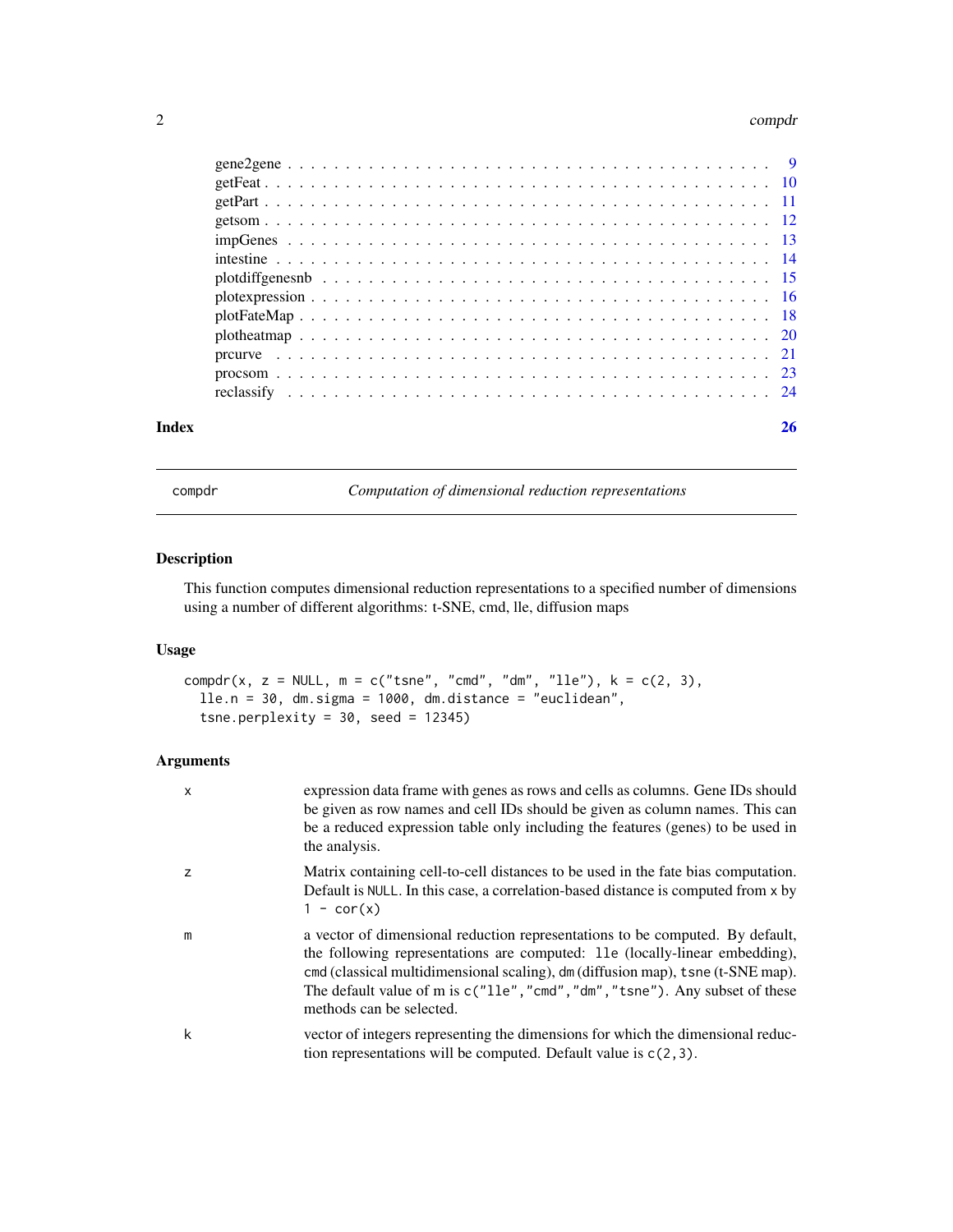| | |
|---|---|
| gene2gene | 9 |
| getFeat | 10 |
| getPart | 11 |
| getsom | 12 |
| impGenes | 13 |
| intestine | 14 |
| plotdiffgenesnb | 15 |
| plotexpression | 16 |
| plotFateMap | 18 |
| plotheatmap | 20 |
| prcurve | 21 |
| procsom | 23 |
| reclassify | 24 |

**Index** 26

## compdr — *Computation of dimensional reduction representations*

### Description

This function computes dimensional reduction representations to a specified number of dimensions using a number of different algorithms: t-SNE, cmd, lle, diffusion maps

### Usage

```
compdr(x, z = NULL, m = c("tsne", "cmd", "dm", "lle"), k = c(2, 3),
  lle.n = 30, dm.sigma = 1000, dm.distance = "euclidean",
  tsne.perplexity = 30, seed = 12345)
```

### Arguments

| | |
|---|---|
| `x` | expression data frame with genes as rows and cells as columns. Gene IDs should be given as row names and cell IDs should be given as column names. This can be a reduced expression table only including the features (genes) to be used in the analysis. |
| `z` | Matrix containing cell-to-cell distances to be used in the fate bias computation. Default is `NULL`. In this case, a correlation-based distance is computed from `x` by `1 - cor(x)` |
| `m` | a vector of dimensional reduction representations to be computed. By default, the following representations are computed: `lle` (locally-linear embedding), `cmd` (classical multidimensional scaling), `dm` (diffusion map), `tsne` (t-SNE map). The default value of m is `c("lle","cmd","dm","tsne")`. Any subset of these methods can be selected. |
| `k` | vector of integers representing the dimensions for which the dimensional reduction representations will be computed. Default value is `c(2,3)`. |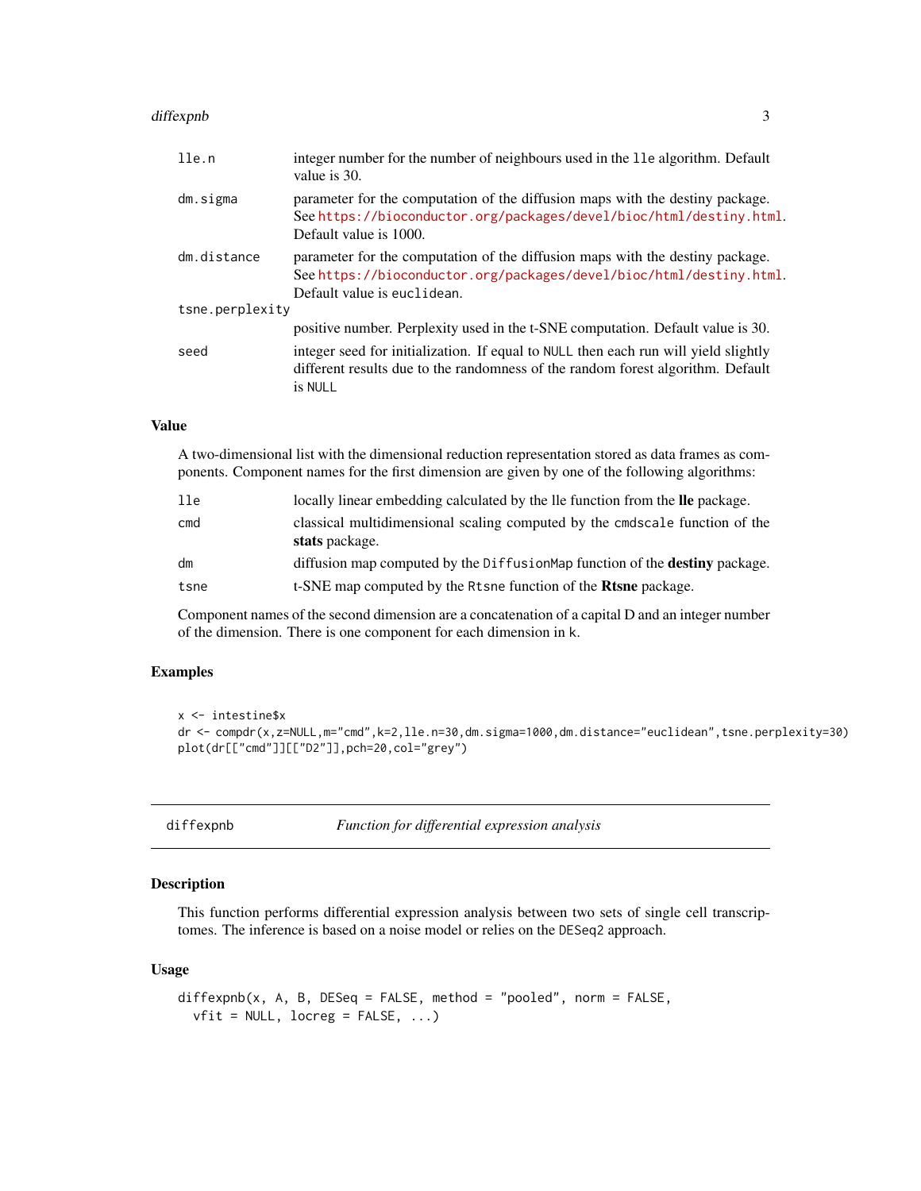| | |
|---|---|
| lle.n | integer number for the number of neighbours used in the lle algorithm. Default value is 30. |
| dm.sigma | parameter for the computation of the diffusion maps with the destiny package. See https://bioconductor.org/packages/devel/bioc/html/destiny.html. Default value is 1000. |
| dm.distance | parameter for the computation of the diffusion maps with the destiny package. See https://bioconductor.org/packages/devel/bioc/html/destiny.html. Default value is euclidean. |
| tsne.perplexity | positive number. Perplexity used in the t-SNE computation. Default value is 30. |
| seed | integer seed for initialization. If equal to NULL then each run will yield slightly different results due to the randomness of the random forest algorithm. Default is NULL |

### Value

A two-dimensional list with the dimensional reduction representation stored as data frames as components. Component names for the first dimension are given by one of the following algorithms:

| | |
|---|---|
| lle | locally linear embedding calculated by the lle function from the **lle** package. |
| cmd | classical multidimensional scaling computed by the cmdscale function of the **stats** package. |
| dm | diffusion map computed by the DiffusionMap function of the **destiny** package. |
| tsne | t-SNE map computed by the Rtsne function of the **Rtsne** package. |

Component names of the second dimension are a concatenation of a capital D and an integer number of the dimension. There is one component for each dimension in k.

### Examples

```
x <- intestine$x
dr <- compdr(x,z=NULL,m="cmd",k=2,lle.n=30,dm.sigma=1000,dm.distance="euclidean",tsne.perplexity=30)
plot(dr[["cmd"]][["D2"]],pch=20,col="grey")
```

---

## diffexpnb — *Function for differential expression analysis*

### Description

This function performs differential expression analysis between two sets of single cell transcriptomes. The inference is based on a noise model or relies on the DESeq2 approach.

### Usage

```
diffexpnb(x, A, B, DESeq = FALSE, method = "pooled", norm = FALSE,
  vfit = NULL, locreg = FALSE, ...)
```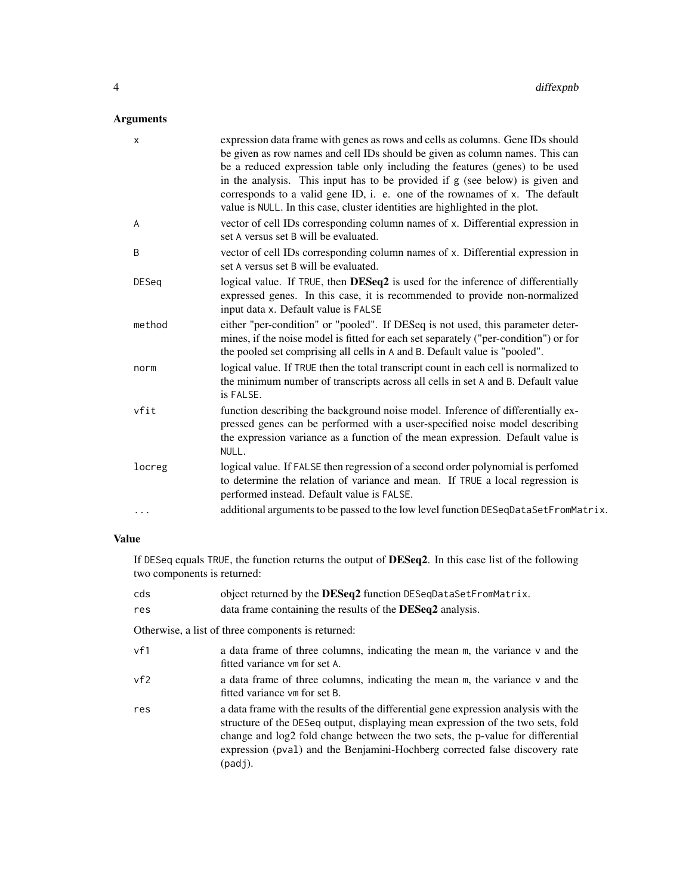## Arguments

| | |
|---|---|
| `x` | expression data frame with genes as rows and cells as columns. Gene IDs should be given as row names and cell IDs should be given as column names. This can be a reduced expression table only including the features (genes) to be used in the analysis. This input has to be provided if `g` (see below) is given and corresponds to a valid gene ID, i. e. one of the rownames of `x`. The default value is `NULL`. In this case, cluster identities are highlighted in the plot. |
| `A` | vector of cell IDs corresponding column names of `x`. Differential expression in set `A` versus set `B` will be evaluated. |
| `B` | vector of cell IDs corresponding column names of `x`. Differential expression in set `A` versus set `B` will be evaluated. |
| `DESeq` | logical value. If `TRUE`, then **DESeq2** is used for the inference of differentially expressed genes. In this case, it is recommended to provide non-normalized input data `x`. Default value is `FALSE` |
| `method` | either "per-condition" or "pooled". If DESeq is not used, this parameter determines, if the noise model is fitted for each set separately ("per-condition") or for the pooled set comprising all cells in `A` and `B`. Default value is "pooled". |
| `norm` | logical value. If `TRUE` then the total transcript count in each cell is normalized to the minimum number of transcripts across all cells in set `A` and `B`. Default value is `FALSE`. |
| `vfit` | function describing the background noise model. Inference of differentially expressed genes can be performed with a user-specified noise model describing the expression variance as a function of the mean expression. Default value is `NULL`. |
| `locreg` | logical value. If `FALSE` then regression of a second order polynomial is perfomed to determine the relation of variance and mean. If `TRUE` a local regression is performed instead. Default value is `FALSE`. |
| `...` | additional arguments to be passed to the low level function `DESeqDataSetFromMatrix`. |

## Value

If `DESeq` equals `TRUE`, the function returns the output of **DESeq2**. In this case list of the following two components is returned:

| | |
|---|---|
| `cds` | object returned by the **DESeq2** function `DESeqDataSetFromMatrix`. |
| `res` | data frame containing the results of the **DESeq2** analysis. |

Otherwise, a list of three components is returned:

| | |
|---|---|
| `vf1` | a data frame of three columns, indicating the mean `m`, the variance `v` and the fitted variance `vm` for set `A`. |
| `vf2` | a data frame of three columns, indicating the mean `m`, the variance `v` and the fitted variance `vm` for set `B`. |
| `res` | a data frame with the results of the differential gene expression analysis with the structure of the `DESeq` output, displaying mean expression of the two sets, fold change and log2 fold change between the two sets, the p-value for differential expression (`pval`) and the Benjamini-Hochberg corrected false discovery rate (`padj`). |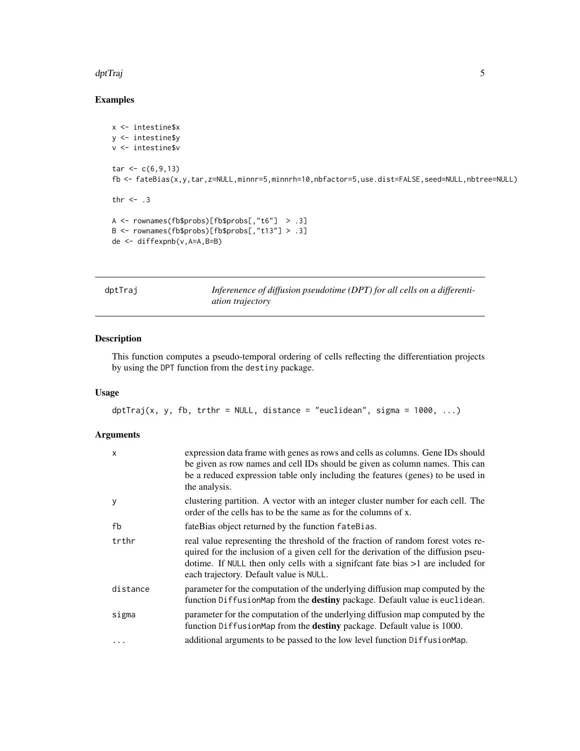## Examples

```
x <- intestine$x
y <- intestine$y
v <- intestine$v

tar <- c(6,9,13)
fb <- fateBias(x,y,tar,z=NULL,minnr=5,minnrh=10,nbfactor=5,use.dist=FALSE,seed=NULL,nbtree=NULL)

thr <- .3

A <- rownames(fb$probs)[fb$probs[,"t6"]  > .3]
B <- rownames(fb$probs)[fb$probs[,"t13"] > .3]
de <- diffexpnb(v,A=A,B=B)
```

---

`dptTraj` *Inferenence of diffusion pseudotime (DPT) for all cells on a differentiation trajectory*

---

## Description

This function computes a pseudo-temporal ordering of cells reflecting the differentiation projects by using the DPT function from the destiny package.

## Usage

```
dptTraj(x, y, fb, trthr = NULL, distance = "euclidean", sigma = 1000, ...)
```

## Arguments

| | |
|---|---|
| `x` | expression data frame with genes as rows and cells as columns. Gene IDs should be given as row names and cell IDs should be given as column names. This can be a reduced expression table only including the features (genes) to be used in the analysis. |
| `y` | clustering partition. A vector with an integer cluster number for each cell. The order of the cells has to be the same as for the columns of x. |
| `fb` | fateBias object returned by the function `fateBias`. |
| `trthr` | real value representing the threshold of the fraction of random forest votes required for the inclusion of a given cell for the derivation of the diffusion pseudotime. If `NULL` then only cells with a signifcant fate bias >1 are included for each trajectory. Default value is `NULL`. |
| `distance` | parameter for the computation of the underlying diffusion map computed by the function `DiffusionMap` from the **destiny** package. Default value is `euclidean`. |
| `sigma` | parameter for the computation of the underlying diffusion map computed by the function `DiffusionMap` from the **destiny** package. Default value is 1000. |
| `...` | additional arguments to be passed to the low level function `DiffusionMap`. |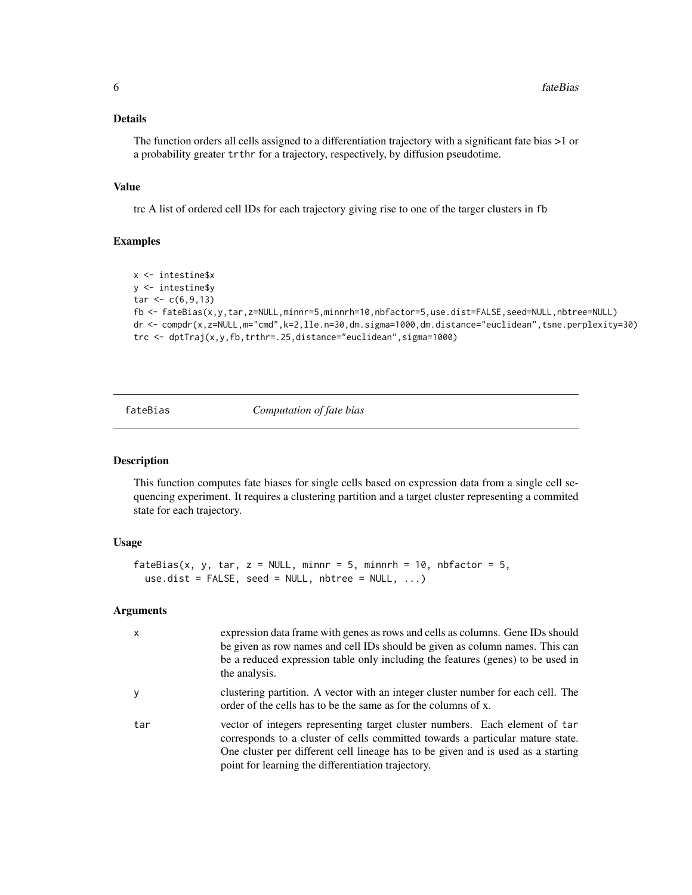### Details

The function orders all cells assigned to a differentiation trajectory with a significant fate bias >1 or a probability greater `trthr` for a trajectory, respectively, by diffusion pseudotime.

### Value

trc A list of ordered cell IDs for each trajectory giving rise to one of the targer clusters in `fb`

### Examples

```
x <- intestine$x
y <- intestine$y
tar <- c(6,9,13)
fb <- fateBias(x,y,tar,z=NULL,minnr=5,minnrh=10,nbfactor=5,use.dist=FALSE,seed=NULL,nbtree=NULL)
dr <- compdr(x,z=NULL,m="cmd",k=2,lle.n=30,dm.sigma=1000,dm.distance="euclidean",tsne.perplexity=30)
trc <- dptTraj(x,y,fb,trthr=.25,distance="euclidean",sigma=1000)
```

---

## fateBias *Computation of fate bias*

### Description

This function computes fate biases for single cells based on expression data from a single cell sequencing experiment. It requires a clustering partition and a target cluster representing a commited state for each trajectory.

### Usage

```
fateBias(x, y, tar, z = NULL, minnr = 5, minnrh = 10, nbfactor = 5,
  use.dist = FALSE, seed = NULL, nbtree = NULL, ...)
```

### Arguments

| | |
|---|---|
| x | expression data frame with genes as rows and cells as columns. Gene IDs should be given as row names and cell IDs should be given as column names. This can be a reduced expression table only including the features (genes) to be used in the analysis. |
| y | clustering partition. A vector with an integer cluster number for each cell. The order of the cells has to be the same as for the columns of x. |
| tar | vector of integers representing target cluster numbers. Each element of `tar` corresponds to a cluster of cells committed towards a particular mature state. One cluster per different cell lineage has to be given and is used as a starting point for learning the differentiation trajectory. |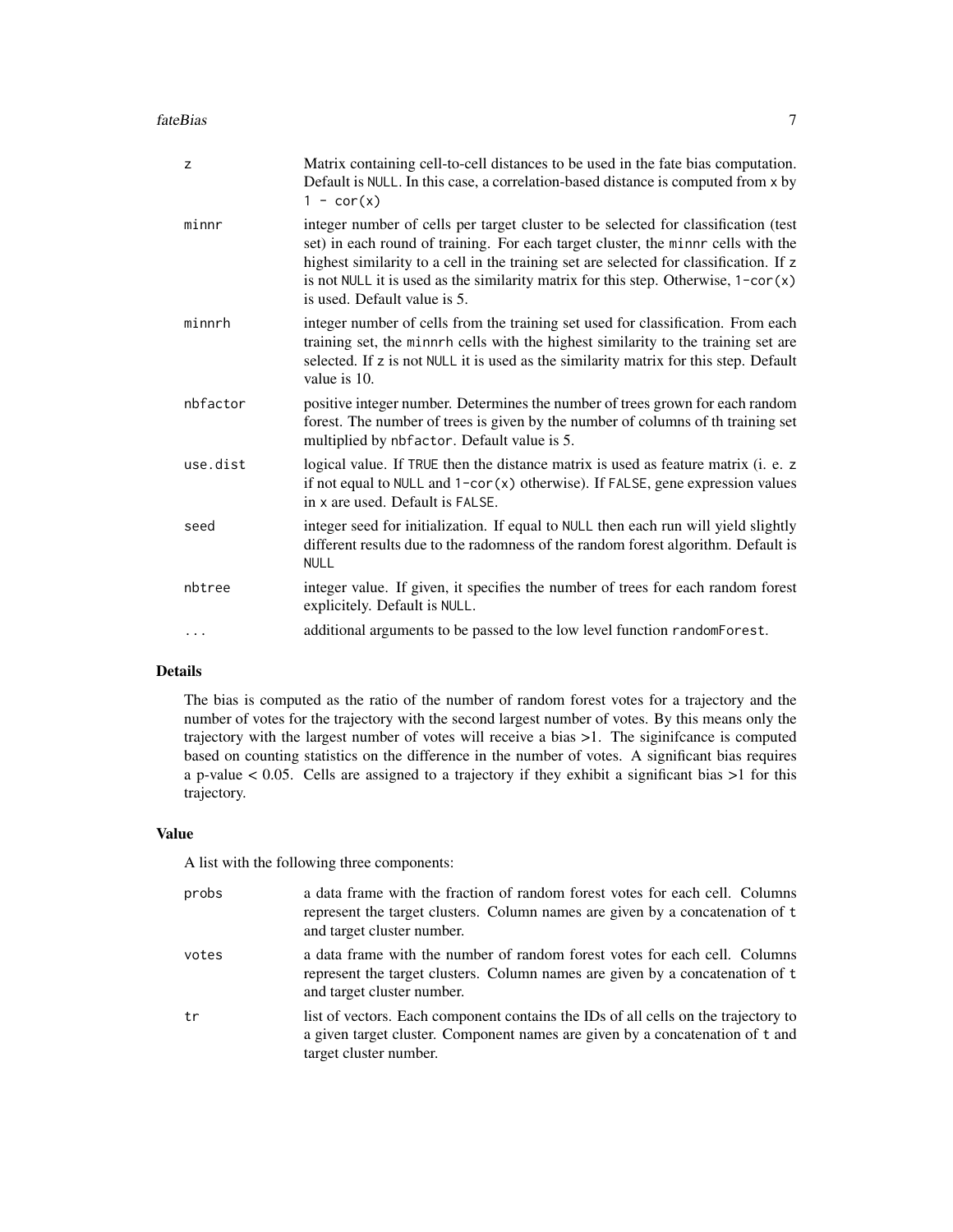| | |
|---|---|
| `z` | Matrix containing cell-to-cell distances to be used in the fate bias computation. Default is `NULL`. In this case, a correlation-based distance is computed from `x` by `1 - cor(x)` |
| `minnr` | integer number of cells per target cluster to be selected for classification (test set) in each round of training. For each target cluster, the `minnr` cells with the highest similarity to a cell in the training set are selected for classification. If `z` is not `NULL` it is used as the similarity matrix for this step. Otherwise, `1-cor(x)` is used. Default value is 5. |
| `minnrh` | integer number of cells from the training set used for classification. From each training set, the `minnrh` cells with the highest similarity to the training set are selected. If `z` is not `NULL` it is used as the similarity matrix for this step. Default value is 10. |
| `nbfactor` | positive integer number. Determines the number of trees grown for each random forest. The number of trees is given by the number of columns of th training set multiplied by `nbfactor`. Default value is 5. |
| `use.dist` | logical value. If `TRUE` then the distance matrix is used as feature matrix (i. e. `z` if not equal to `NULL` and `1-cor(x)` otherwise). If `FALSE`, gene expression values in `x` are used. Default is `FALSE`. |
| `seed` | integer seed for initialization. If equal to `NULL` then each run will yield slightly different results due to the radomness of the random forest algorithm. Default is `NULL` |
| `nbtree` | integer value. If given, it specifies the number of trees for each random forest explicitely. Default is `NULL`. |
| `...` | additional arguments to be passed to the low level function `randomForest`. |

### Details

The bias is computed as the ratio of the number of random forest votes for a trajectory and the number of votes for the trajectory with the second largest number of votes. By this means only the trajectory with the largest number of votes will receive a bias >1. The siginifcance is computed based on counting statistics on the difference in the number of votes. A significant bias requires a p-value < 0.05. Cells are assigned to a trajectory if they exhibit a significant bias >1 for this trajectory.

### Value

A list with the following three components:

| | |
|---|---|
| `probs` | a data frame with the fraction of random forest votes for each cell. Columns represent the target clusters. Column names are given by a concatenation of `t` and target cluster number. |
| `votes` | a data frame with the number of random forest votes for each cell. Columns represent the target clusters. Column names are given by a concatenation of `t` and target cluster number. |
| `tr` | list of vectors. Each component contains the IDs of all cells on the trajectory to a given target cluster. Component names are given by a concatenation of `t` and target cluster number. |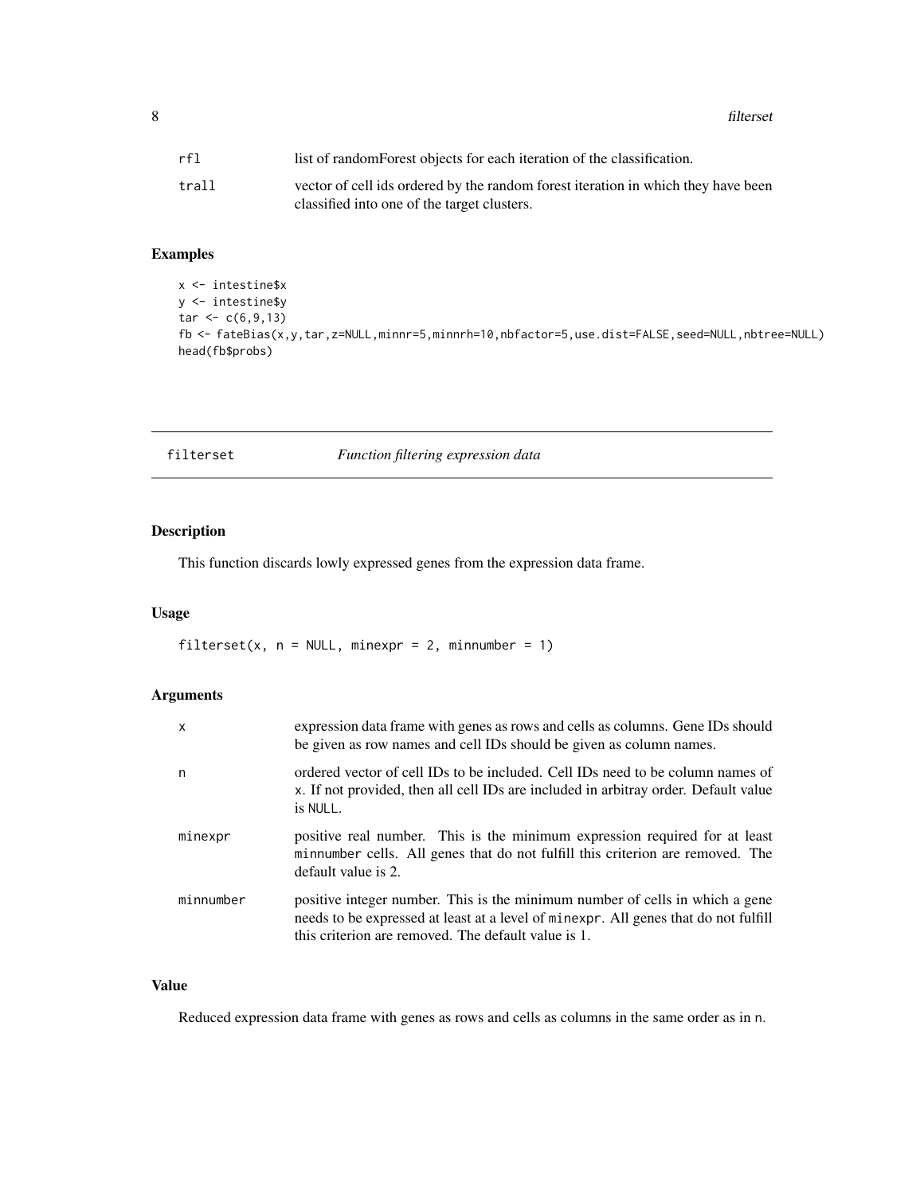| | |
|---|---|
| rfl | list of randomForest objects for each iteration of the classification. |
| trall | vector of cell ids ordered by the random forest iteration in which they have been classified into one of the target clusters. |

### Examples

```
x <- intestine$x
y <- intestine$y
tar <- c(6,9,13)
fb <- fateBias(x,y,tar,z=NULL,minnr=5,minnrh=10,nbfactor=5,use.dist=FALSE,seed=NULL,nbtree=NULL)
head(fb$probs)
```

---

## filterset *Function filtering expression data*

---

### Description

This function discards lowly expressed genes from the expression data frame.

### Usage

```
filterset(x, n = NULL, minexpr = 2, minnumber = 1)
```

### Arguments

| | |
|---|---|
| x | expression data frame with genes as rows and cells as columns. Gene IDs should be given as row names and cell IDs should be given as column names. |
| n | ordered vector of cell IDs to be included. Cell IDs need to be column names of x. If not provided, then all cell IDs are included in arbitray order. Default value is NULL. |
| minexpr | positive real number. This is the minimum expression required for at least minnumber cells. All genes that do not fulfill this criterion are removed. The default value is 2. |
| minnumber | positive integer number. This is the minimum number of cells in which a gene needs to be expressed at least at a level of minexpr. All genes that do not fulfill this criterion are removed. The default value is 1. |

### Value

Reduced expression data frame with genes as rows and cells as columns in the same order as in n.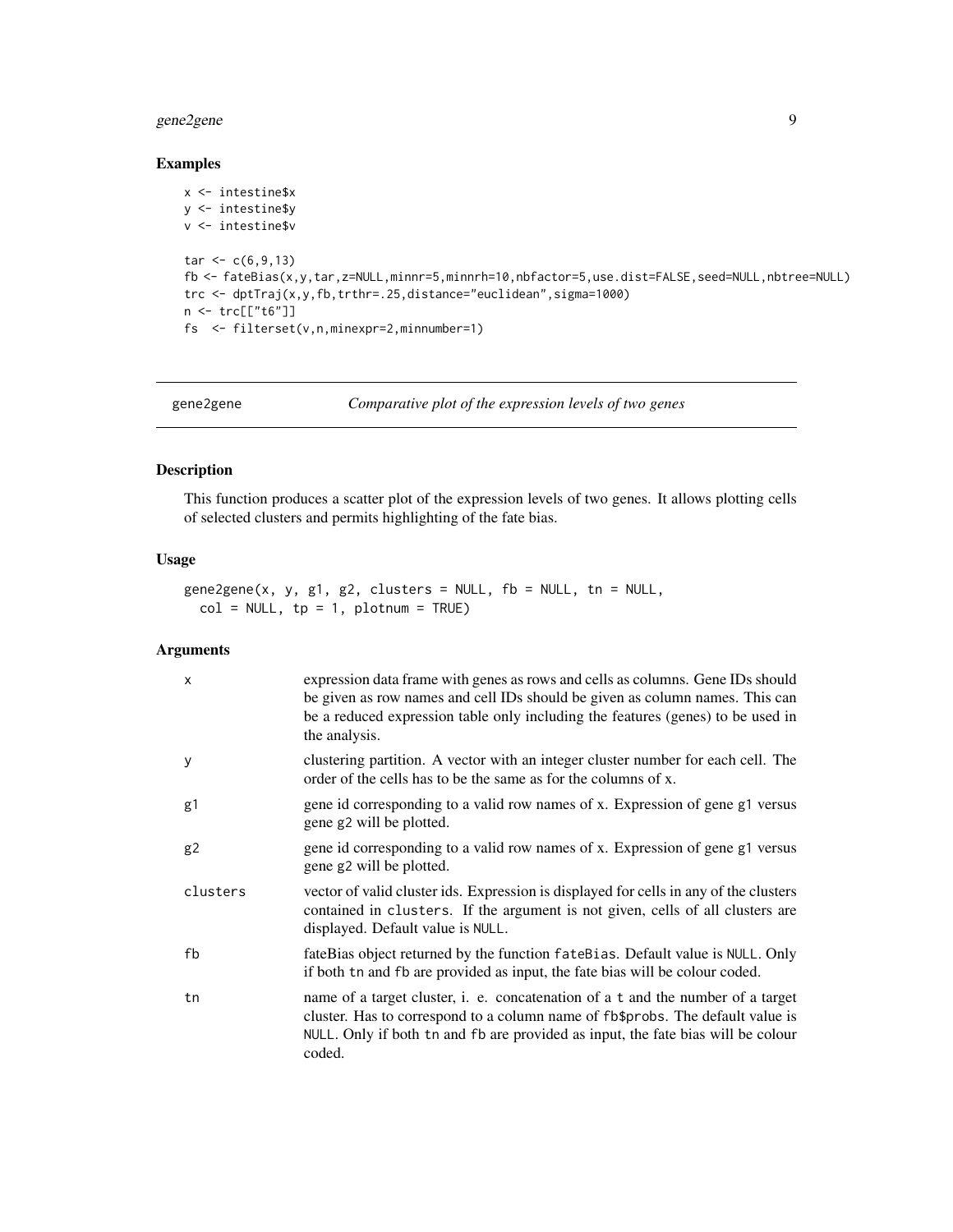## Examples

```
x <- intestine$x
y <- intestine$y
v <- intestine$v

tar <- c(6,9,13)
fb <- fateBias(x,y,tar,z=NULL,minnr=5,minnrh=10,nbfactor=5,use.dist=FALSE,seed=NULL,nbtree=NULL)
trc <- dptTraj(x,y,fb,trthr=.25,distance="euclidean",sigma=1000)
n <- trc[["t6"]]
fs  <- filterset(v,n,minexpr=2,minnumber=1)
```

---

# gene2gene *Comparative plot of the expression levels of two genes*

## Description

This function produces a scatter plot of the expression levels of two genes. It allows plotting cells of selected clusters and permits highlighting of the fate bias.

## Usage

```
gene2gene(x, y, g1, g2, clusters = NULL, fb = NULL, tn = NULL,
  col = NULL, tp = 1, plotnum = TRUE)
```

## Arguments

| | |
|---|---|
| x | expression data frame with genes as rows and cells as columns. Gene IDs should be given as row names and cell IDs should be given as column names. This can be a reduced expression table only including the features (genes) to be used in the analysis. |
| y | clustering partition. A vector with an integer cluster number for each cell. The order of the cells has to be the same as for the columns of x. |
| g1 | gene id corresponding to a valid row names of x. Expression of gene g1 versus gene g2 will be plotted. |
| g2 | gene id corresponding to a valid row names of x. Expression of gene g1 versus gene g2 will be plotted. |
| clusters | vector of valid cluster ids. Expression is displayed for cells in any of the clusters contained in clusters. If the argument is not given, cells of all clusters are displayed. Default value is NULL. |
| fb | fateBias object returned by the function fateBias. Default value is NULL. Only if both tn and fb are provided as input, the fate bias will be colour coded. |
| tn | name of a target cluster, i. e. concatenation of a t and the number of a target cluster. Has to correspond to a column name of fb$probs. The default value is NULL. Only if both tn and fb are provided as input, the fate bias will be colour coded. |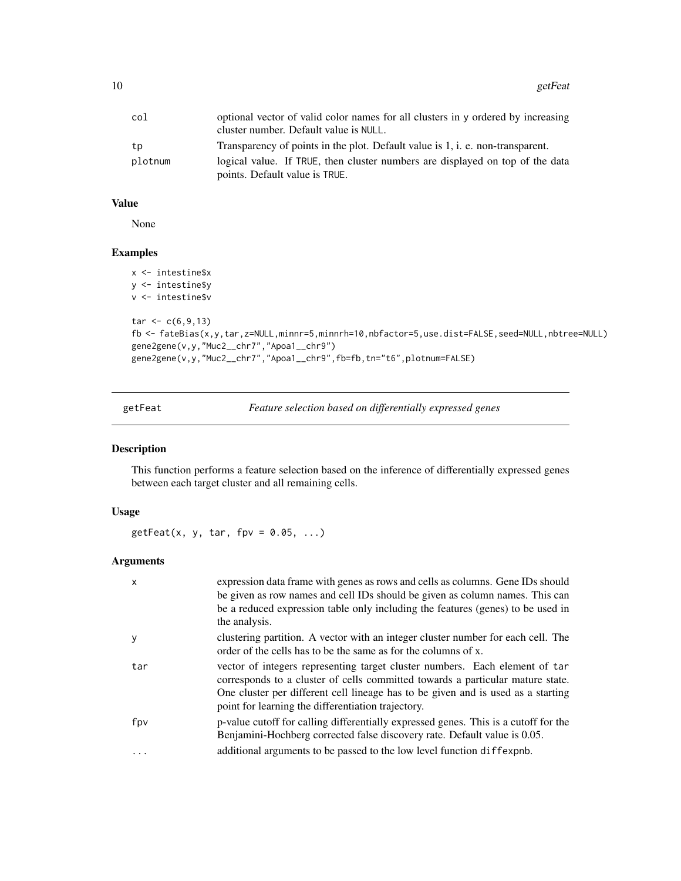| | |
|---|---|
| col | optional vector of valid color names for all clusters in y ordered by increasing cluster number. Default value is NULL. |
| tp | Transparency of points in the plot. Default value is 1, i. e. non-transparent. |
| plotnum | logical value. If TRUE, then cluster numbers are displayed on top of the data points. Default value is TRUE. |

### Value

None

### Examples

```
x <- intestine$x
y <- intestine$y
v <- intestine$v

tar <- c(6,9,13)
fb <- fateBias(x,y,tar,z=NULL,minnr=5,minnrh=10,nbfactor=5,use.dist=FALSE,seed=NULL,nbtree=NULL)
gene2gene(v,y,"Muc2__chr7","Apoa1__chr9")
gene2gene(v,y,"Muc2__chr7","Apoa1__chr9",fb=fb,tn="t6",plotnum=FALSE)
```

## getFeat *Feature selection based on differentially expressed genes*

### Description

This function performs a feature selection based on the inference of differentially expressed genes between each target cluster and all remaining cells.

### Usage

```
getFeat(x, y, tar, fpv = 0.05, ...)
```

### Arguments

| | |
|---|---|
| x | expression data frame with genes as rows and cells as columns. Gene IDs should be given as row names and cell IDs should be given as column names. This can be a reduced expression table only including the features (genes) to be used in the analysis. |
| y | clustering partition. A vector with an integer cluster number for each cell. The order of the cells has to be the same as for the columns of x. |
| tar | vector of integers representing target cluster numbers. Each element of tar corresponds to a cluster of cells committed towards a particular mature state. One cluster per different cell lineage has to be given and is used as a starting point for learning the differentiation trajectory. |
| fpv | p-value cutoff for calling differentially expressed genes. This is a cutoff for the Benjamini-Hochberg corrected false discovery rate. Default value is 0.05. |
| ... | additional arguments to be passed to the low level function diffexpnb. |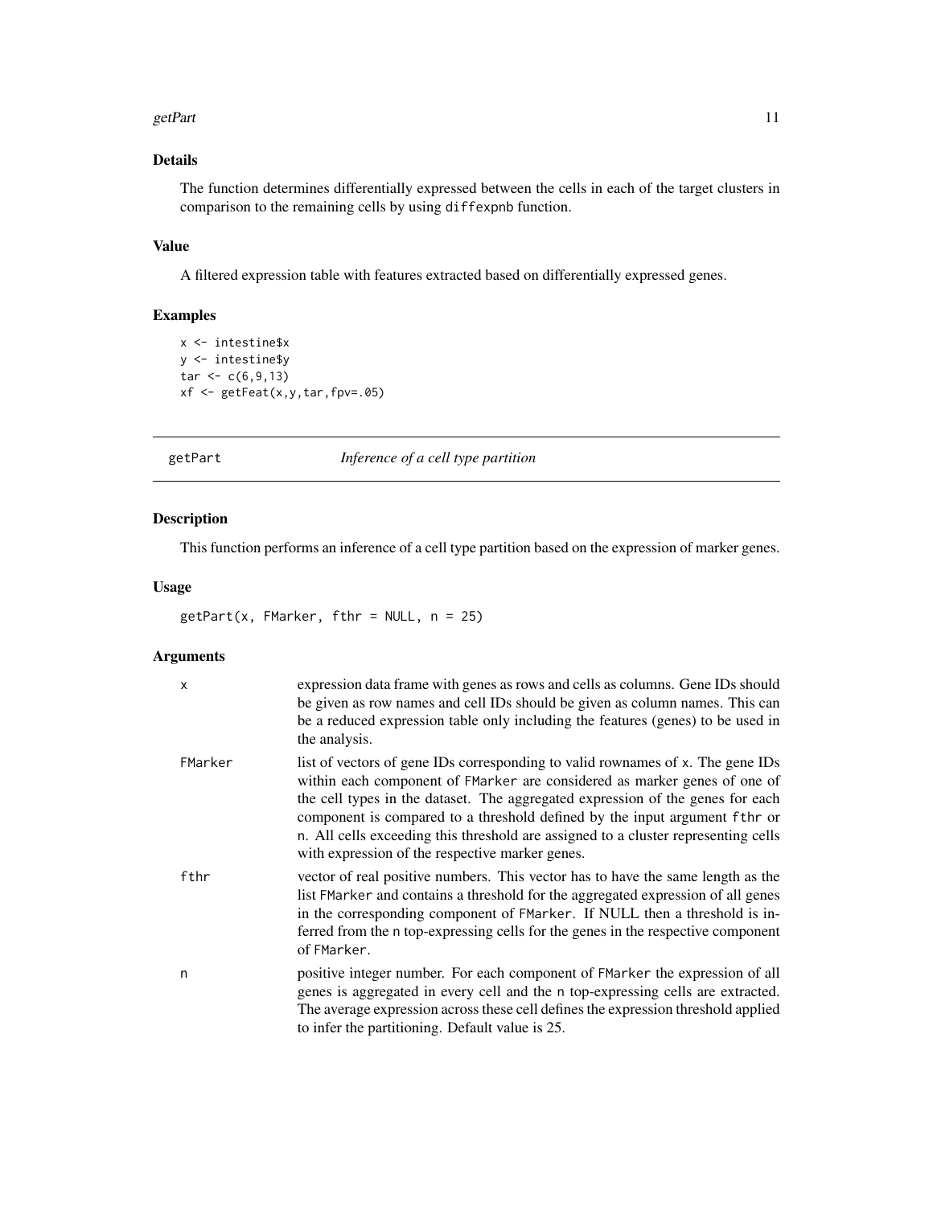### Details

The function determines differentially expressed between the cells in each of the target clusters in comparison to the remaining cells by using `diffexpnb` function.

### Value

A filtered expression table with features extracted based on differentially expressed genes.

### Examples

```
x <- intestine$x
y <- intestine$y
tar <- c(6,9,13)
xf <- getFeat(x,y,tar,fpv=.05)
```

---

## getPart &nbsp;&nbsp;&nbsp;&nbsp; *Inference of a cell type partition*

---

### Description

This function performs an inference of a cell type partition based on the expression of marker genes.

### Usage

```
getPart(x, FMarker, fthr = NULL, n = 25)
```

### Arguments

| | |
|---|---|
| `x` | expression data frame with genes as rows and cells as columns. Gene IDs should be given as row names and cell IDs should be given as column names. This can be a reduced expression table only including the features (genes) to be used in the analysis. |
| `FMarker` | list of vectors of gene IDs corresponding to valid rownames of `x`. The gene IDs within each component of `FMarker` are considered as marker genes of one of the cell types in the dataset. The aggregated expression of the genes for each component is compared to a threshold defined by the input argument `fthr` or `n`. All cells exceeding this threshold are assigned to a cluster representing cells with expression of the respective marker genes. |
| `fthr` | vector of real positive numbers. This vector has to have the same length as the list `FMarker` and contains a threshold for the aggregated expression of all genes in the corresponding component of `FMarker`. If NULL then a threshold is inferred from the `n` top-expressing cells for the genes in the respective component of `FMarker`. |
| `n` | positive integer number. For each component of `FMarker` the expression of all genes is aggregated in every cell and the `n` top-expressing cells are extracted. The average expression across these cell defines the expression threshold applied to infer the partitioning. Default value is 25. |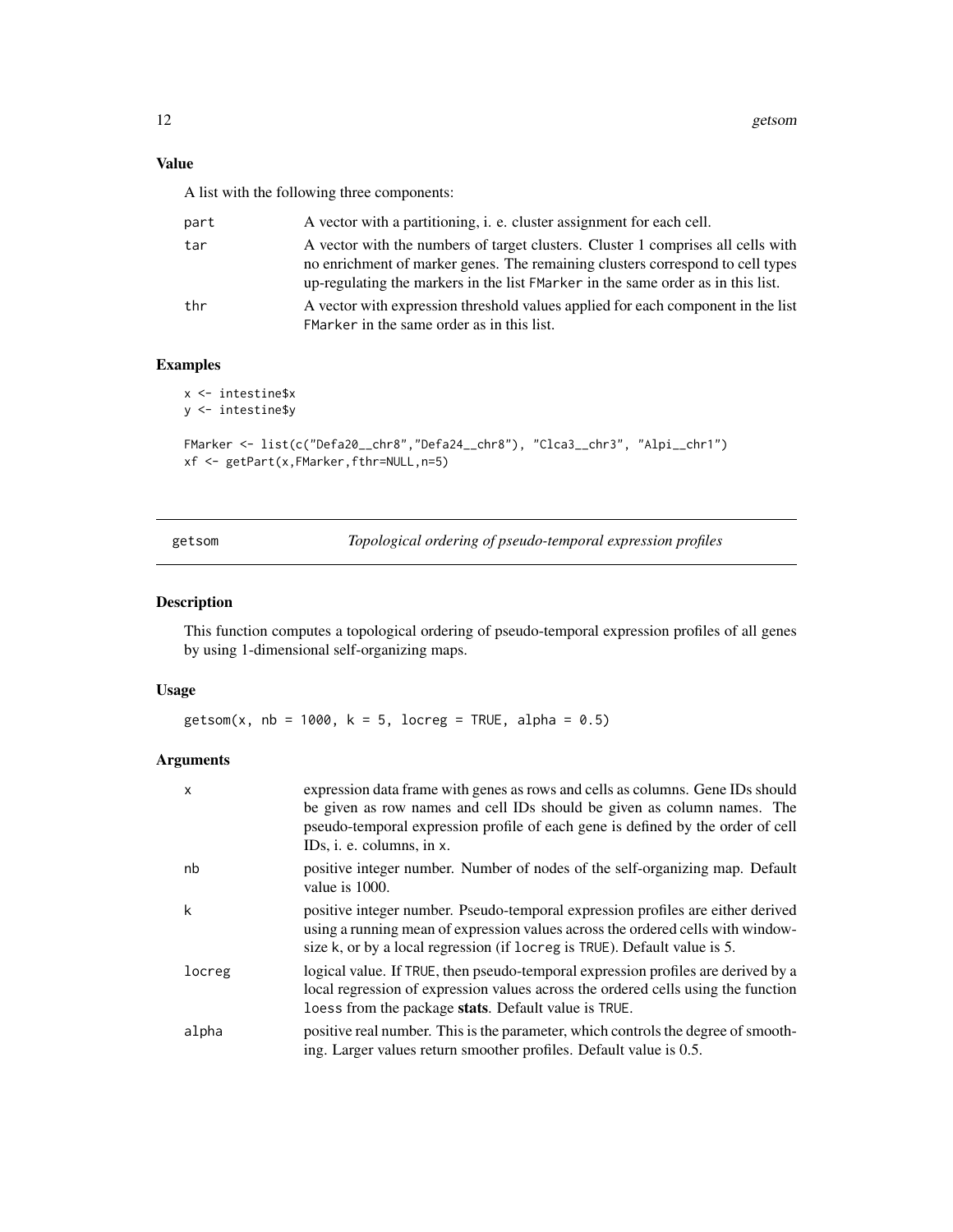## Value

A list with the following three components:

| | |
|---|---|
| part | A vector with a partitioning, i. e. cluster assignment for each cell. |
| tar | A vector with the numbers of target clusters. Cluster 1 comprises all cells with no enrichment of marker genes. The remaining clusters correspond to cell types up-regulating the markers in the list FMarker in the same order as in this list. |
| thr | A vector with expression threshold values applied for each component in the list FMarker in the same order as in this list. |

## Examples

```
x <- intestine$x
y <- intestine$y

FMarker <- list(c("Defa20__chr8","Defa24__chr8"), "Clca3__chr3", "Alpi__chr1")
xf <- getPart(x,FMarker,fthr=NULL,n=5)
```

---

# getsom *Topological ordering of pseudo-temporal expression profiles*

## Description

This function computes a topological ordering of pseudo-temporal expression profiles of all genes by using 1-dimensional self-organizing maps.

## Usage

```
getsom(x, nb = 1000, k = 5, locreg = TRUE, alpha = 0.5)
```

## Arguments

| | |
|---|---|
| x | expression data frame with genes as rows and cells as columns. Gene IDs should be given as row names and cell IDs should be given as column names. The pseudo-temporal expression profile of each gene is defined by the order of cell IDs, i. e. columns, in x. |
| nb | positive integer number. Number of nodes of the self-organizing map. Default value is 1000. |
| k | positive integer number. Pseudo-temporal expression profiles are either derived using a running mean of expression values across the ordered cells with window-size k, or by a local regression (if locreg is TRUE). Default value is 5. |
| locreg | logical value. If TRUE, then pseudo-temporal expression profiles are derived by a local regression of expression values across the ordered cells using the function loess from the package **stats**. Default value is TRUE. |
| alpha | positive real number. This is the parameter, which controls the degree of smoothing. Larger values return smoother profiles. Default value is 0.5. |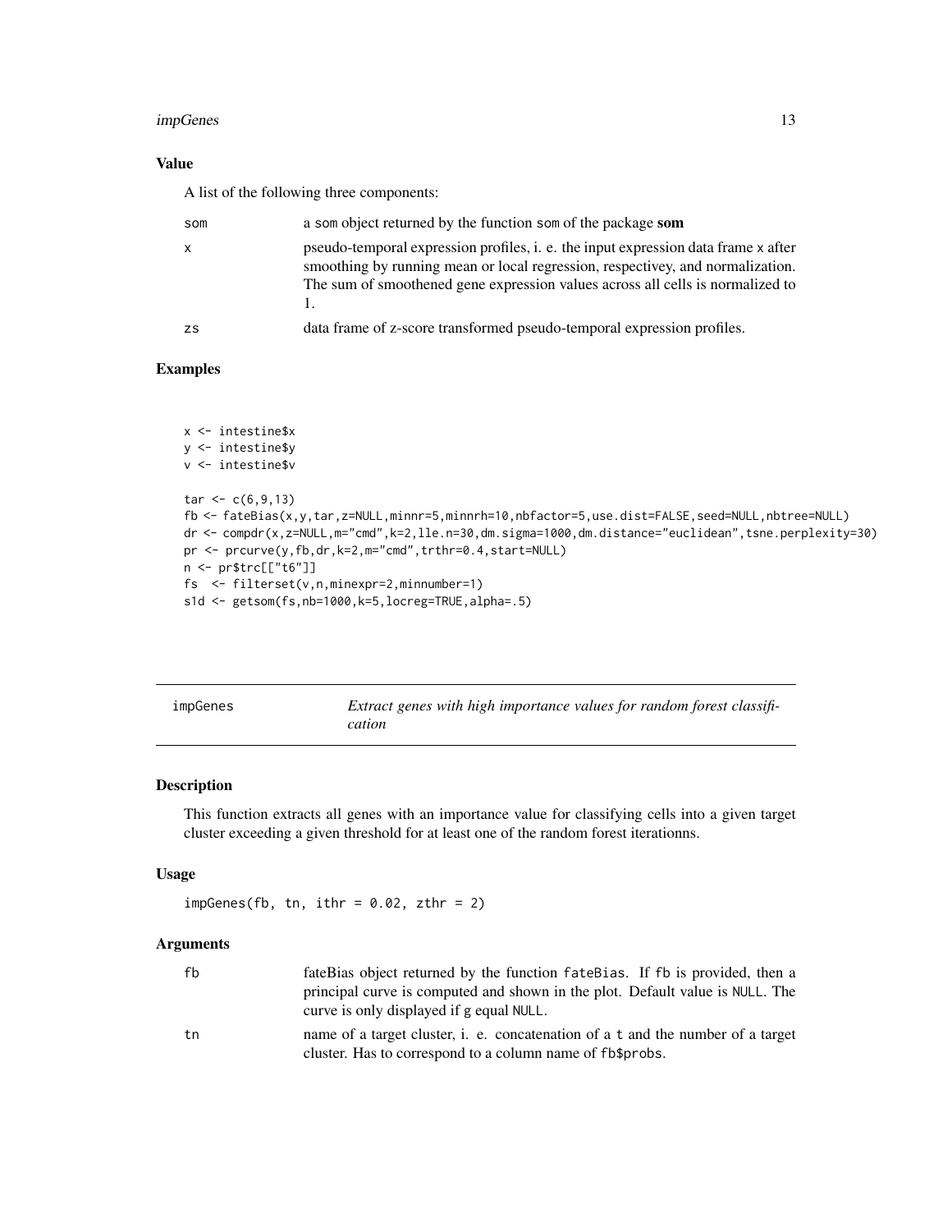### Value

A list of the following three components:

| | |
|---|---|
| som | a som object returned by the function som of the package **som** |
| x | pseudo-temporal expression profiles, i. e. the input expression data frame x after smoothing by running mean or local regression, respectivey, and normalization. The sum of smoothened gene expression values across all cells is normalized to 1. |
| zs | data frame of z-score transformed pseudo-temporal expression profiles. |

### Examples

```
x <- intestine$x
y <- intestine$y
v <- intestine$v

tar <- c(6,9,13)
fb <- fateBias(x,y,tar,z=NULL,minnr=5,minnrh=10,nbfactor=5,use.dist=FALSE,seed=NULL,nbtree=NULL)
dr <- compdr(x,z=NULL,m="cmd",k=2,lle.n=30,dm.sigma=1000,dm.distance="euclidean",tsne.perplexity=30)
pr <- prcurve(y,fb,dr,k=2,m="cmd",trthr=0.4,start=NULL)
n <- pr$trc[["t6"]]
fs  <- filterset(v,n,minexpr=2,minnumber=1)
s1d <- getsom(fs,nb=1000,k=5,locreg=TRUE,alpha=.5)
```

---

## impGenes — *Extract genes with high importance values for random forest classification*

### Description

This function extracts all genes with an importance value for classifying cells into a given target cluster exceeding a given threshold for at least one of the random forest iterationns.

### Usage

```
impGenes(fb, tn, ithr = 0.02, zthr = 2)
```

### Arguments

| | |
|---|---|
| fb | fateBias object returned by the function fateBias. If fb is provided, then a principal curve is computed and shown in the plot. Default value is NULL. The curve is only displayed if g equal NULL. |
| tn | name of a target cluster, i. e. concatenation of a t and the number of a target cluster. Has to correspond to a column name of fb$probs. |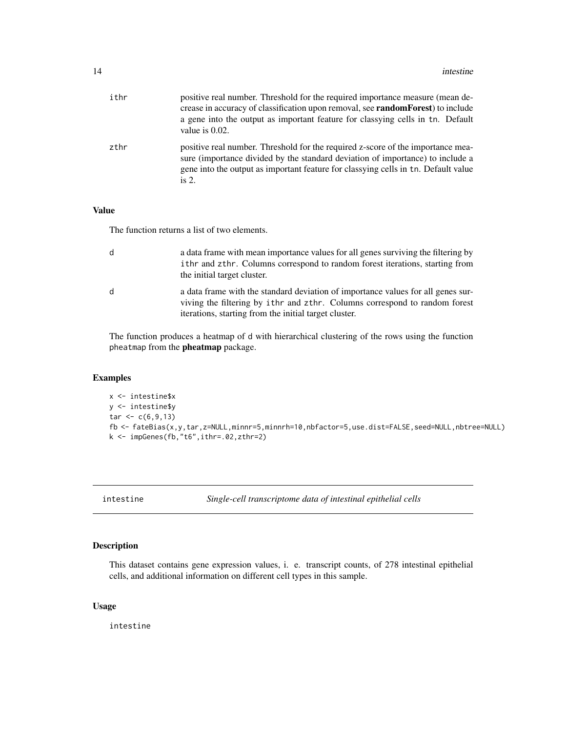| | |
|---|---|
| `ithr` | positive real number. Threshold for the required importance measure (mean decrease in accuracy of classification upon removal, see **randomForest**) to include a gene into the output as important feature for classying cells in `tn`. Default value is 0.02. |
| `zthr` | positive real number. Threshold for the required z-score of the importance measure (importance divided by the standard deviation of importance) to include a gene into the output as important feature for classying cells in `tn`. Default value is 2. |

### Value

The function returns a list of two elements.

| | |
|---|---|
| `d` | a data frame with mean importance values for all genes surviving the filtering by `ithr` and `zthr`. Columns correspond to random forest iterations, starting from the initial target cluster. |
| `d` | a data frame with the standard deviation of importance values for all genes surviving the filtering by `ithr` and `zthr`. Columns correspond to random forest iterations, starting from the initial target cluster. |

The function produces a heatmap of `d` with hierarchical clustering of the rows using the function `pheatmap` from the **pheatmap** package.

### Examples

```
x <- intestine$x
y <- intestine$y
tar <- c(6,9,13)
fb <- fateBias(x,y,tar,z=NULL,minnr=5,minnrh=10,nbfactor=5,use.dist=FALSE,seed=NULL,nbtree=NULL)
k <- impGenes(fb,"t6",ithr=.02,zthr=2)
```

---

## intestine *Single-cell transcriptome data of intestinal epithelial cells*

---

### Description

This dataset contains gene expression values, i. e. transcript counts, of 278 intestinal epithelial cells, and additional information on different cell types in this sample.

### Usage

```
intestine
```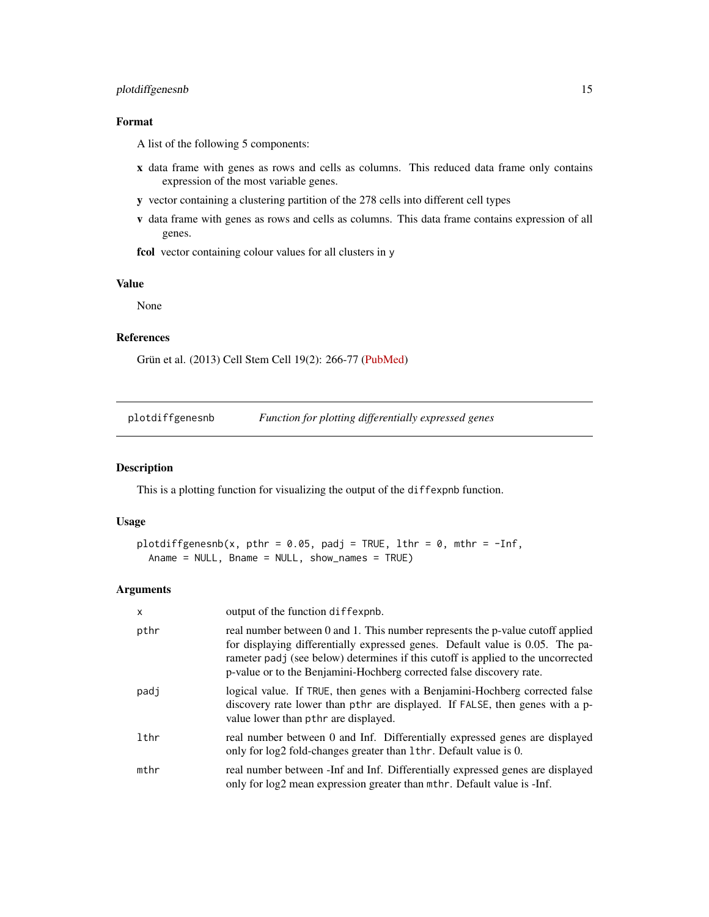### Format

A list of the following 5 components:

- **x** data frame with genes as rows and cells as columns. This reduced data frame only contains expression of the most variable genes.
- **y** vector containing a clustering partition of the 278 cells into different cell types
- **v** data frame with genes as rows and cells as columns. This data frame contains expression of all genes.
- **fcol** vector containing colour values for all clusters in y

### Value

None

### References

Grün et al. (2013) Cell Stem Cell 19(2): 266-77 (PubMed)

---

## plotdiffgenesnb *Function for plotting differentially expressed genes*

### Description

This is a plotting function for visualizing the output of the diffexpnb function.

### Usage

```
plotdiffgenesnb(x, pthr = 0.05, padj = TRUE, lthr = 0, mthr = -Inf,
  Aname = NULL, Bname = NULL, show_names = TRUE)
```

### Arguments

| | |
|---|---|
| x | output of the function diffexpnb. |
| pthr | real number between 0 and 1. This number represents the p-value cutoff applied for displaying differentially expressed genes. Default value is 0.05. The parameter padj (see below) determines if this cutoff is applied to the uncorrected p-value or to the Benjamini-Hochberg corrected false discovery rate. |
| padj | logical value. If TRUE, then genes with a Benjamini-Hochberg corrected false discovery rate lower than pthr are displayed. If FALSE, then genes with a p-value lower than pthr are displayed. |
| lthr | real number between 0 and Inf. Differentially expressed genes are displayed only for log2 fold-changes greater than lthr. Default value is 0. |
| mthr | real number between -Inf and Inf. Differentially expressed genes are displayed only for log2 mean expression greater than mthr. Default value is -Inf. |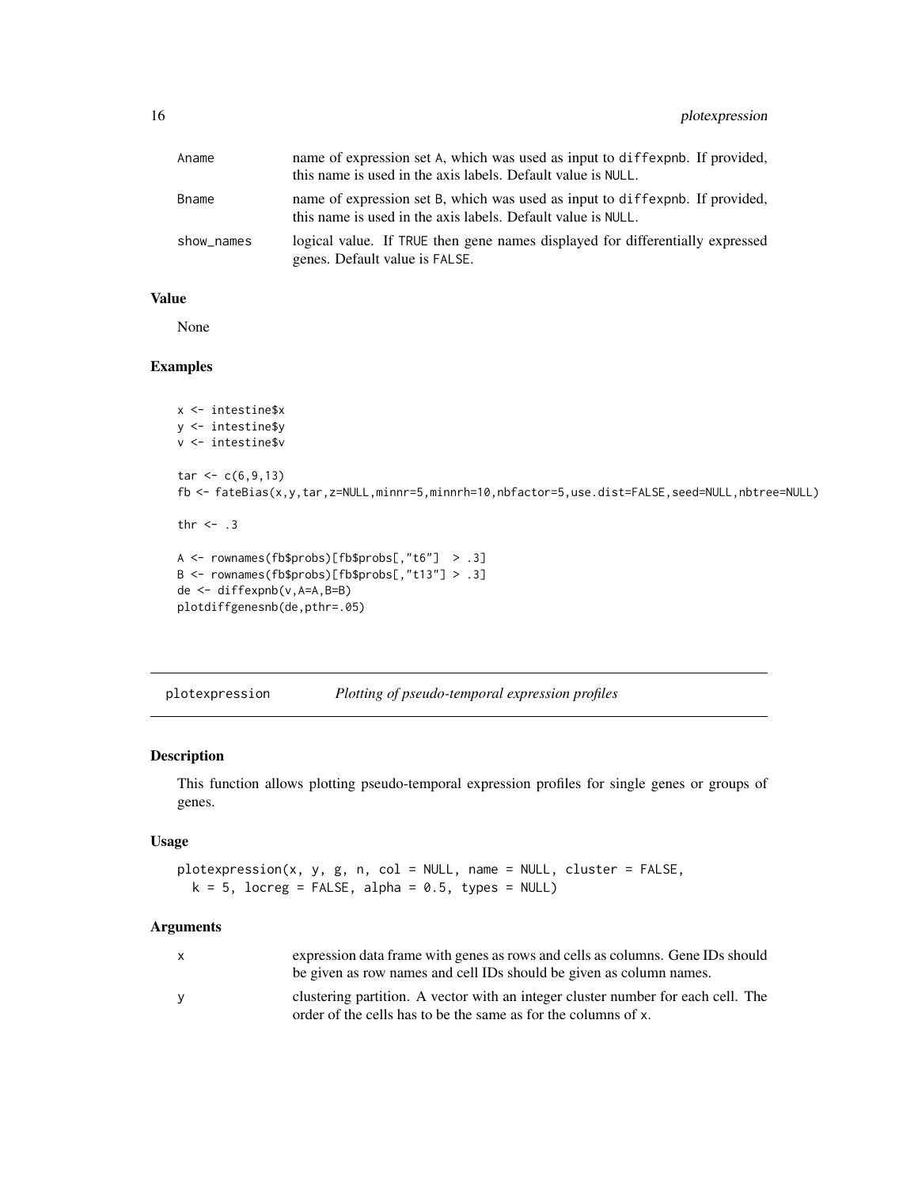| | |
|---|---|
| Aname | name of expression set A, which was used as input to diffexpnb. If provided, this name is used in the axis labels. Default value is NULL. |
| Bname | name of expression set B, which was used as input to diffexpnb. If provided, this name is used in the axis labels. Default value is NULL. |
| show_names | logical value. If TRUE then gene names displayed for differentially expressed genes. Default value is FALSE. |

### Value

None

### Examples

```
x <- intestine$x
y <- intestine$y
v <- intestine$v

tar <- c(6,9,13)
fb <- fateBias(x,y,tar,z=NULL,minnr=5,minnrh=10,nbfactor=5,use.dist=FALSE,seed=NULL,nbtree=NULL)

thr <- .3

A <- rownames(fb$probs)[fb$probs[,"t6"]  > .3]
B <- rownames(fb$probs)[fb$probs[,"t13"] > .3]
de <- diffexpnb(v,A=A,B=B)
plotdiffgenesnb(de,pthr=.05)
```

---

## plotexpression *Plotting of pseudo-temporal expression profiles*

---

### Description

This function allows plotting pseudo-temporal expression profiles for single genes or groups of genes.

### Usage

```
plotexpression(x, y, g, n, col = NULL, name = NULL, cluster = FALSE,
  k = 5, locreg = FALSE, alpha = 0.5, types = NULL)
```

### Arguments

| | |
|---|---|
| x | expression data frame with genes as rows and cells as columns. Gene IDs should be given as row names and cell IDs should be given as column names. |
| y | clustering partition. A vector with an integer cluster number for each cell. The order of the cells has to be the same as for the columns of x. |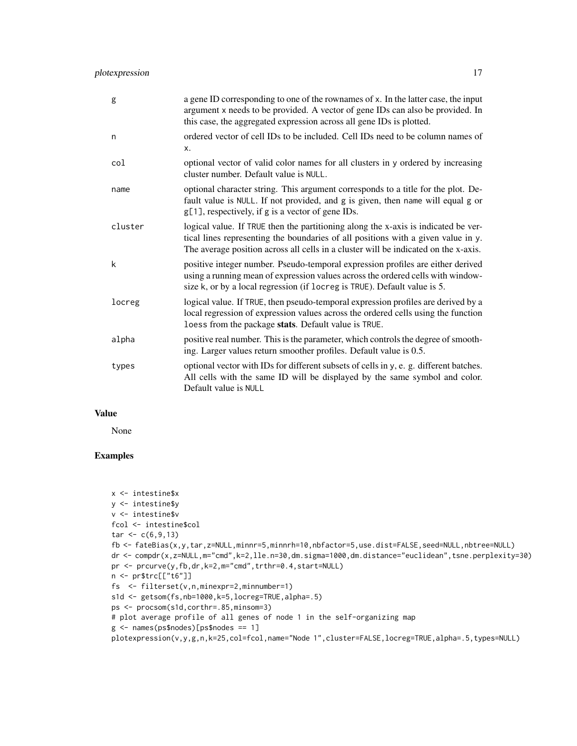| | |
|---|---|
| g | a gene ID corresponding to one of the rownames of x. In the latter case, the input argument x needs to be provided. A vector of gene IDs can also be provided. In this case, the aggregated expression across all gene IDs is plotted. |
| n | ordered vector of cell IDs to be included. Cell IDs need to be column names of x. |
| col | optional vector of valid color names for all clusters in y ordered by increasing cluster number. Default value is NULL. |
| name | optional character string. This argument corresponds to a title for the plot. Default value is NULL. If not provided, and g is given, then name will equal g or g[1], respectively, if g is a vector of gene IDs. |
| cluster | logical value. If TRUE then the partitioning along the x-axis is indicated be vertical lines representing the boundaries of all positions with a given value in y. The average position across all cells in a cluster will be indicated on the x-axis. |
| k | positive integer number. Pseudo-temporal expression profiles are either derived using a running mean of expression values across the ordered cells with window-size k, or by a local regression (if locreg is TRUE). Default value is 5. |
| locreg | logical value. If TRUE, then pseudo-temporal expression profiles are derived by a local regression of expression values across the ordered cells using the function loess from the package **stats**. Default value is TRUE. |
| alpha | positive real number. This is the parameter, which controls the degree of smoothing. Larger values return smoother profiles. Default value is 0.5. |
| types | optional vector with IDs for different subsets of cells in y, e. g. different batches. All cells with the same ID will be displayed by the same symbol and color. Default value is NULL |

## Value

None

## Examples

```
x <- intestine$x
y <- intestine$y
v <- intestine$v
fcol <- intestine$col
tar <- c(6,9,13)
fb <- fateBias(x,y,tar,z=NULL,minnr=5,minnrh=10,nbfactor=5,use.dist=FALSE,seed=NULL,nbtree=NULL)
dr <- compdr(x,z=NULL,m="cmd",k=2,lle.n=30,dm.sigma=1000,dm.distance="euclidean",tsne.perplexity=30)
pr <- prcurve(y,fb,dr,k=2,m="cmd",trthr=0.4,start=NULL)
n <- pr$trc[["t6"]]
fs  <- filterset(v,n,minexpr=2,minnumber=1)
s1d <- getsom(fs,nb=1000,k=5,locreg=TRUE,alpha=.5)
ps <- procsom(s1d,corthr=.85,minsom=3)
# plot average profile of all genes of node 1 in the self-organizing map
g <- names(ps$nodes)[ps$nodes == 1]
plotexpression(v,y,g,n,k=25,col=fcol,name="Node 1",cluster=FALSE,locreg=TRUE,alpha=.5,types=NULL)
```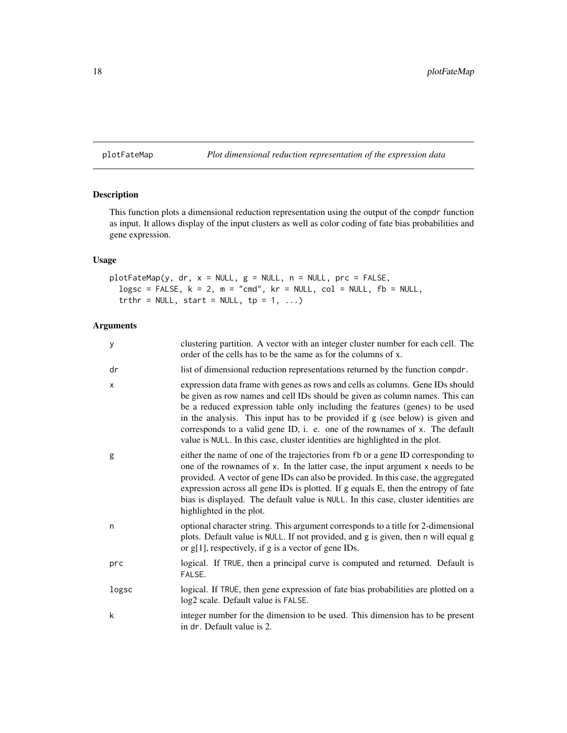# plotFateMap *Plot dimensional reduction representation of the expression data*

## Description

This function plots a dimensional reduction representation using the output of the `compdr` function as input. It allows display of the input clusters as well as color coding of fate bias probabilities and gene expression.

## Usage

```
plotFateMap(y, dr, x = NULL, g = NULL, n = NULL, prc = FALSE,
  logsc = FALSE, k = 2, m = "cmd", kr = NULL, col = NULL, fb = NULL,
  trthr = NULL, start = NULL, tp = 1, ...)
```

## Arguments

| | |
|---|---|
| `y` | clustering partition. A vector with an integer cluster number for each cell. The order of the cells has to be the same as for the columns of x. |
| `dr` | list of dimensional reduction representations returned by the function `compdr`. |
| `x` | expression data frame with genes as rows and cells as columns. Gene IDs should be given as row names and cell IDs should be given as column names. This can be a reduced expression table only including the features (genes) to be used in the analysis. This input has to be provided if g (see below) is given and corresponds to a valid gene ID, i. e. one of the rownames of `x`. The default value is `NULL`. In this case, cluster identities are highlighted in the plot. |
| `g` | either the name of one of the trajectories from `fb` or a gene ID corresponding to one of the rownames of `x`. In the latter case, the input argument `x` needs to be provided. A vector of gene IDs can also be provided. In this case, the aggregated expression across all gene IDs is plotted. If g equals E, then the entropy of fate bias is displayed. The default value is `NULL`. In this case, cluster identities are highlighted in the plot. |
| `n` | optional character string. This argument corresponds to a title for 2-dimensional plots. Default value is `NULL`. If not provided, and g is given, then `n` will equal g or g[1], respectively, if g is a vector of gene IDs. |
| `prc` | logical. If `TRUE`, then a principal curve is computed and returned. Default is `FALSE`. |
| `logsc` | logical. If `TRUE`, then gene expression of fate bias probabilities are plotted on a log2 scale. Default value is `FALSE`. |
| `k` | integer number for the dimension to be used. This dimension has to be present in `dr`. Default value is 2. |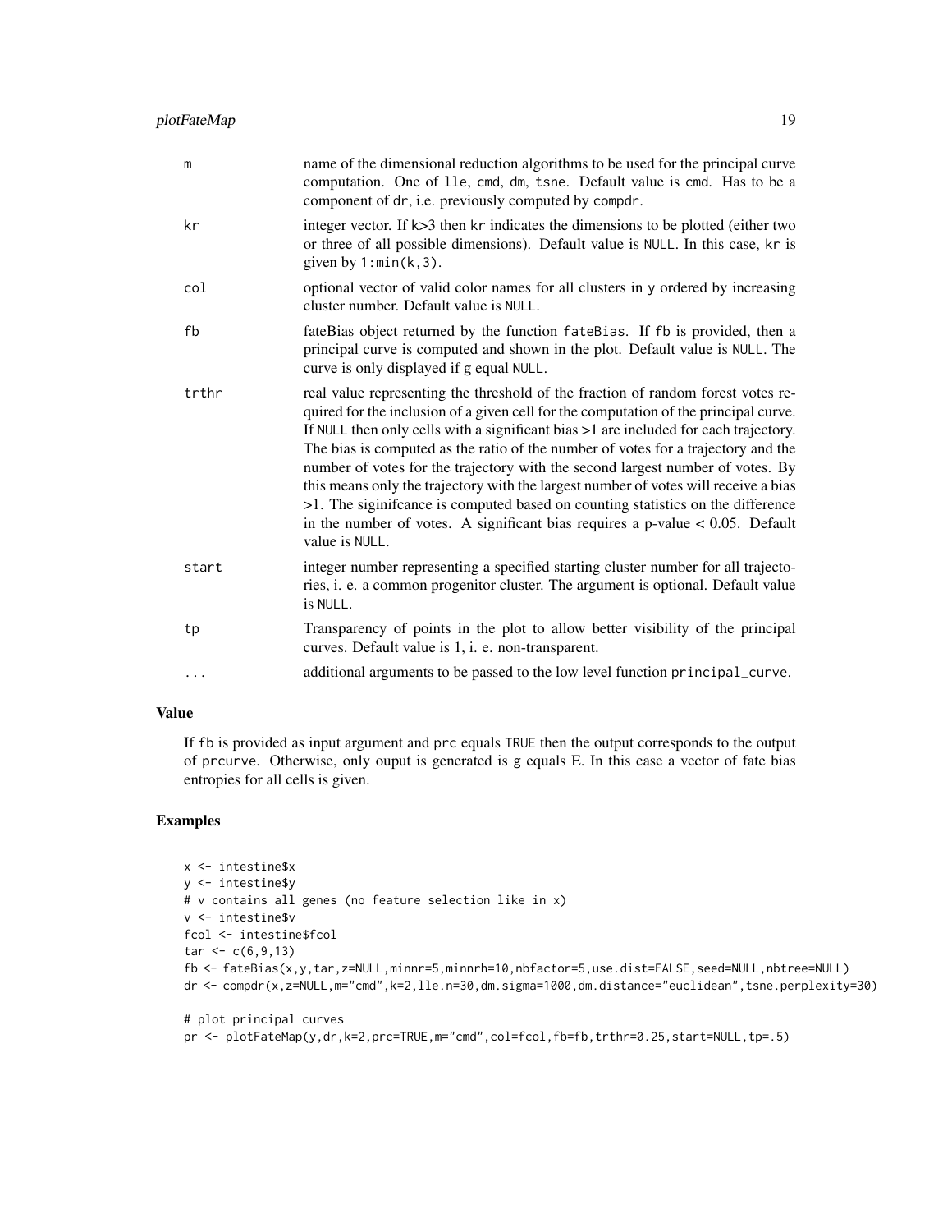| | |
|---|---|
| m | name of the dimensional reduction algorithms to be used for the principal curve computation. One of lle, cmd, dm, tsne. Default value is cmd. Has to be a component of dr, i.e. previously computed by compdr. |
| kr | integer vector. If k>3 then kr indicates the dimensions to be plotted (either two or three of all possible dimensions). Default value is NULL. In this case, kr is given by 1:min(k,3). |
| col | optional vector of valid color names for all clusters in y ordered by increasing cluster number. Default value is NULL. |
| fb | fateBias object returned by the function fateBias. If fb is provided, then a principal curve is computed and shown in the plot. Default value is NULL. The curve is only displayed if g equal NULL. |
| trthr | real value representing the threshold of the fraction of random forest votes required for the inclusion of a given cell for the computation of the principal curve. If NULL then only cells with a significant bias >1 are included for each trajectory. The bias is computed as the ratio of the number of votes for a trajectory and the number of votes for the trajectory with the second largest number of votes. By this means only the trajectory with the largest number of votes will receive a bias >1. The siginifcance is computed based on counting statistics on the difference in the number of votes. A significant bias requires a p-value < 0.05. Default value is NULL. |
| start | integer number representing a specified starting cluster number for all trajectories, i. e. a common progenitor cluster. The argument is optional. Default value is NULL. |
| tp | Transparency of points in the plot to allow better visibility of the principal curves. Default value is 1, i. e. non-transparent. |
| ... | additional arguments to be passed to the low level function principal_curve. |

## Value

If fb is provided as input argument and prc equals TRUE then the output corresponds to the output of prcurve. Otherwise, only ouput is generated is g equals E. In this case a vector of fate bias entropies for all cells is given.

## Examples

```
x <- intestine$x
y <- intestine$y
# v contains all genes (no feature selection like in x)
v <- intestine$v
fcol <- intestine$fcol
tar <- c(6,9,13)
fb <- fateBias(x,y,tar,z=NULL,minnr=5,minnrh=10,nbfactor=5,use.dist=FALSE,seed=NULL,nbtree=NULL)
dr <- compdr(x,z=NULL,m="cmd",k=2,lle.n=30,dm.sigma=1000,dm.distance="euclidean",tsne.perplexity=30)

# plot principal curves
pr <- plotFateMap(y,dr,k=2,prc=TRUE,m="cmd",col=fcol,fb=fb,trthr=0.25,start=NULL,tp=.5)
```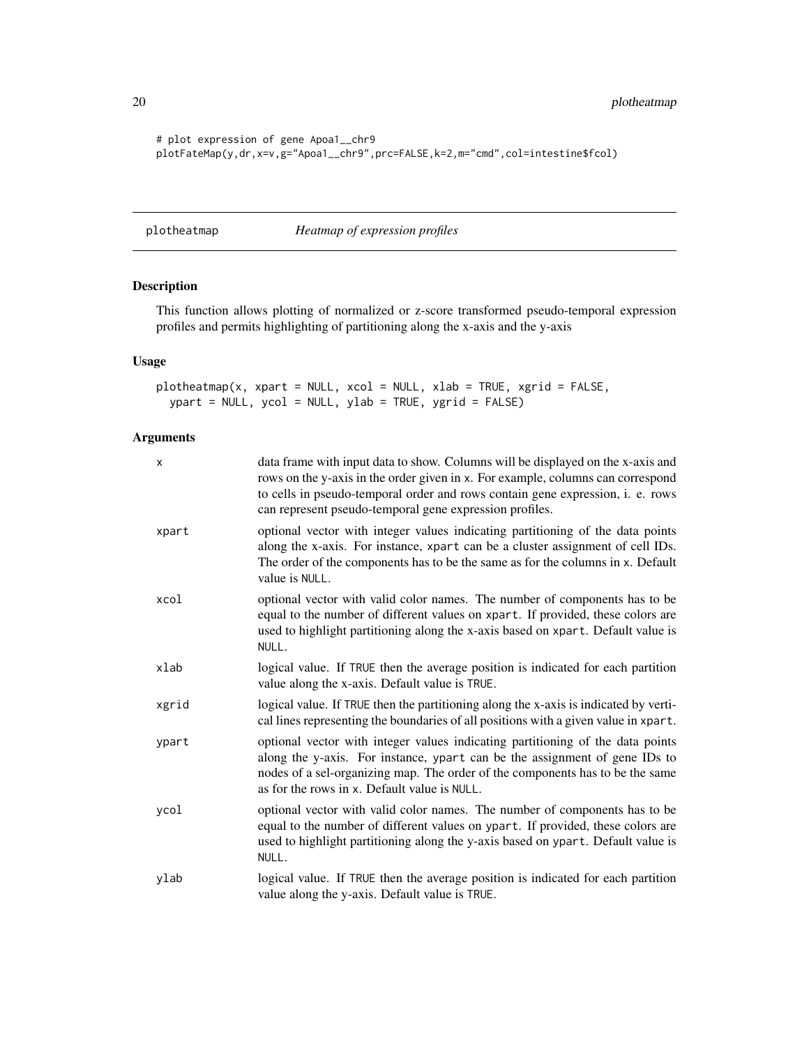```
# plot expression of gene Apoa1__chr9
plotFateMap(y,dr,x=v,g="Apoa1__chr9",prc=FALSE,k=2,m="cmd",col=intestine$fcol)
```

## plotheatmap — *Heatmap of expression profiles*

### Description

This function allows plotting of normalized or z-score transformed pseudo-temporal expression profiles and permits highlighting of partitioning along the x-axis and the y-axis

### Usage

```
plotheatmap(x, xpart = NULL, xcol = NULL, xlab = TRUE, xgrid = FALSE,
  ypart = NULL, ycol = NULL, ylab = TRUE, ygrid = FALSE)
```

### Arguments

| | |
|---|---|
| x | data frame with input data to show. Columns will be displayed on the x-axis and rows on the y-axis in the order given in x. For example, columns can correspond to cells in pseudo-temporal order and rows contain gene expression, i. e. rows can represent pseudo-temporal gene expression profiles. |
| xpart | optional vector with integer values indicating partitioning of the data points along the x-axis. For instance, xpart can be a cluster assignment of cell IDs. The order of the components has to be the same as for the columns in x. Default value is NULL. |
| xcol | optional vector with valid color names. The number of components has to be equal to the number of different values on xpart. If provided, these colors are used to highlight partitioning along the x-axis based on xpart. Default value is NULL. |
| xlab | logical value. If TRUE then the average position is indicated for each partition value along the x-axis. Default value is TRUE. |
| xgrid | logical value. If TRUE then the partitioning along the x-axis is indicated by vertical lines representing the boundaries of all positions with a given value in xpart. |
| ypart | optional vector with integer values indicating partitioning of the data points along the y-axis. For instance, ypart can be the assignment of gene IDs to nodes of a sel-organizing map. The order of the components has to be the same as for the rows in x. Default value is NULL. |
| ycol | optional vector with valid color names. The number of components has to be equal to the number of different values on ypart. If provided, these colors are used to highlight partitioning along the y-axis based on ypart. Default value is NULL. |
| ylab | logical value. If TRUE then the average position is indicated for each partition value along the y-axis. Default value is TRUE. |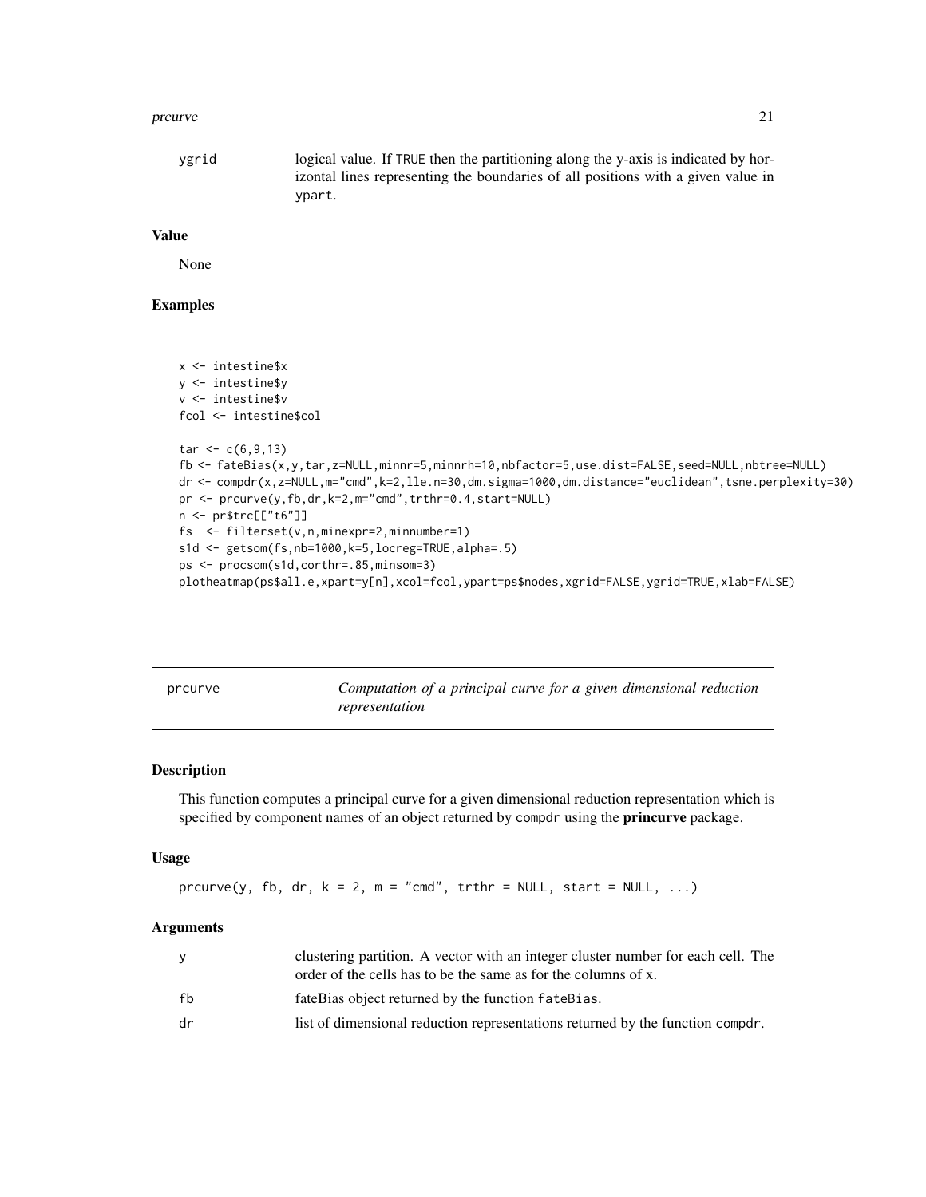ygrid logical value. If TRUE then the partitioning along the y-axis is indicated by horizontal lines representing the boundaries of all positions with a given value in ypart.

### Value

None

### Examples

```
x <- intestine$x
y <- intestine$y
v <- intestine$v
fcol <- intestine$col

tar <- c(6,9,13)
fb <- fateBias(x,y,tar,z=NULL,minnr=5,minnrh=10,nbfactor=5,use.dist=FALSE,seed=NULL,nbtree=NULL)
dr <- compdr(x,z=NULL,m="cmd",k=2,lle.n=30,dm.sigma=1000,dm.distance="euclidean",tsne.perplexity=30)
pr <- prcurve(y,fb,dr,k=2,m="cmd",trthr=0.4,start=NULL)
n <- pr$trc[["t6"]]
fs  <- filterset(v,n,minexpr=2,minnumber=1)
s1d <- getsom(fs,nb=1000,k=5,locreg=TRUE,alpha=.5)
ps <- procsom(s1d,corthr=.85,minsom=3)
plotheatmap(ps$all.e,xpart=y[n],xcol=fcol,ypart=ps$nodes,xgrid=FALSE,ygrid=TRUE,xlab=FALSE)
```

---

## prcurve — *Computation of a principal curve for a given dimensional reduction representation*

---

### Description

This function computes a principal curve for a given dimensional reduction representation which is specified by component names of an object returned by compdr using the **princurve** package.

### Usage

```
prcurve(y, fb, dr, k = 2, m = "cmd", trthr = NULL, start = NULL, ...)
```

### Arguments

| | |
|---|---|
| y | clustering partition. A vector with an integer cluster number for each cell. The order of the cells has to be the same as for the columns of x. |
| fb | fateBias object returned by the function fateBias. |
| dr | list of dimensional reduction representations returned by the function compdr. |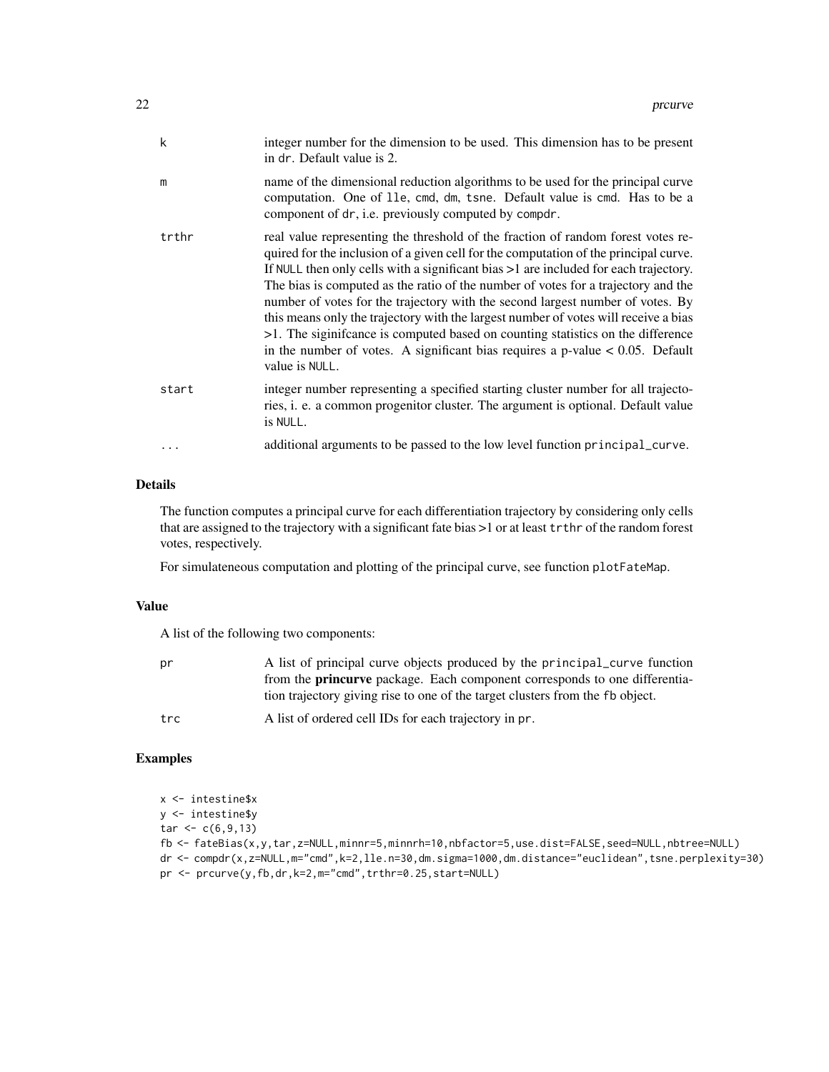| | |
|---|---|
| k | integer number for the dimension to be used. This dimension has to be present in dr. Default value is 2. |
| m | name of the dimensional reduction algorithms to be used for the principal curve computation. One of lle, cmd, dm, tsne. Default value is cmd. Has to be a component of dr, i.e. previously computed by compdr. |
| trthr | real value representing the threshold of the fraction of random forest votes required for the inclusion of a given cell for the computation of the principal curve. If NULL then only cells with a significant bias >1 are included for each trajectory. The bias is computed as the ratio of the number of votes for a trajectory and the number of votes for the trajectory with the second largest number of votes. By this means only the trajectory with the largest number of votes will receive a bias >1. The siginifcance is computed based on counting statistics on the difference in the number of votes. A significant bias requires a p-value < 0.05. Default value is NULL. |
| start | integer number representing a specified starting cluster number for all trajectories, i. e. a common progenitor cluster. The argument is optional. Default value is NULL. |
| ... | additional arguments to be passed to the low level function principal_curve. |

## Details

The function computes a principal curve for each differentiation trajectory by considering only cells that are assigned to the trajectory with a significant fate bias >1 or at least trthr of the random forest votes, respectively.

For simulateneous computation and plotting of the principal curve, see function plotFateMap.

## Value

A list of the following two components:

| | |
|---|---|
| pr | A list of principal curve objects produced by the principal_curve function from the **princurve** package. Each component corresponds to one differentiation trajectory giving rise to one of the target clusters from the fb object. |
| trc | A list of ordered cell IDs for each trajectory in pr. |

## Examples

```
x <- intestine$x
y <- intestine$y
tar <- c(6,9,13)
fb <- fateBias(x,y,tar,z=NULL,minnr=5,minnrh=10,nbfactor=5,use.dist=FALSE,seed=NULL,nbtree=NULL)
dr <- compdr(x,z=NULL,m="cmd",k=2,lle.n=30,dm.sigma=1000,dm.distance="euclidean",tsne.perplexity=30)
pr <- prcurve(y,fb,dr,k=2,m="cmd",trthr=0.25,start=NULL)
```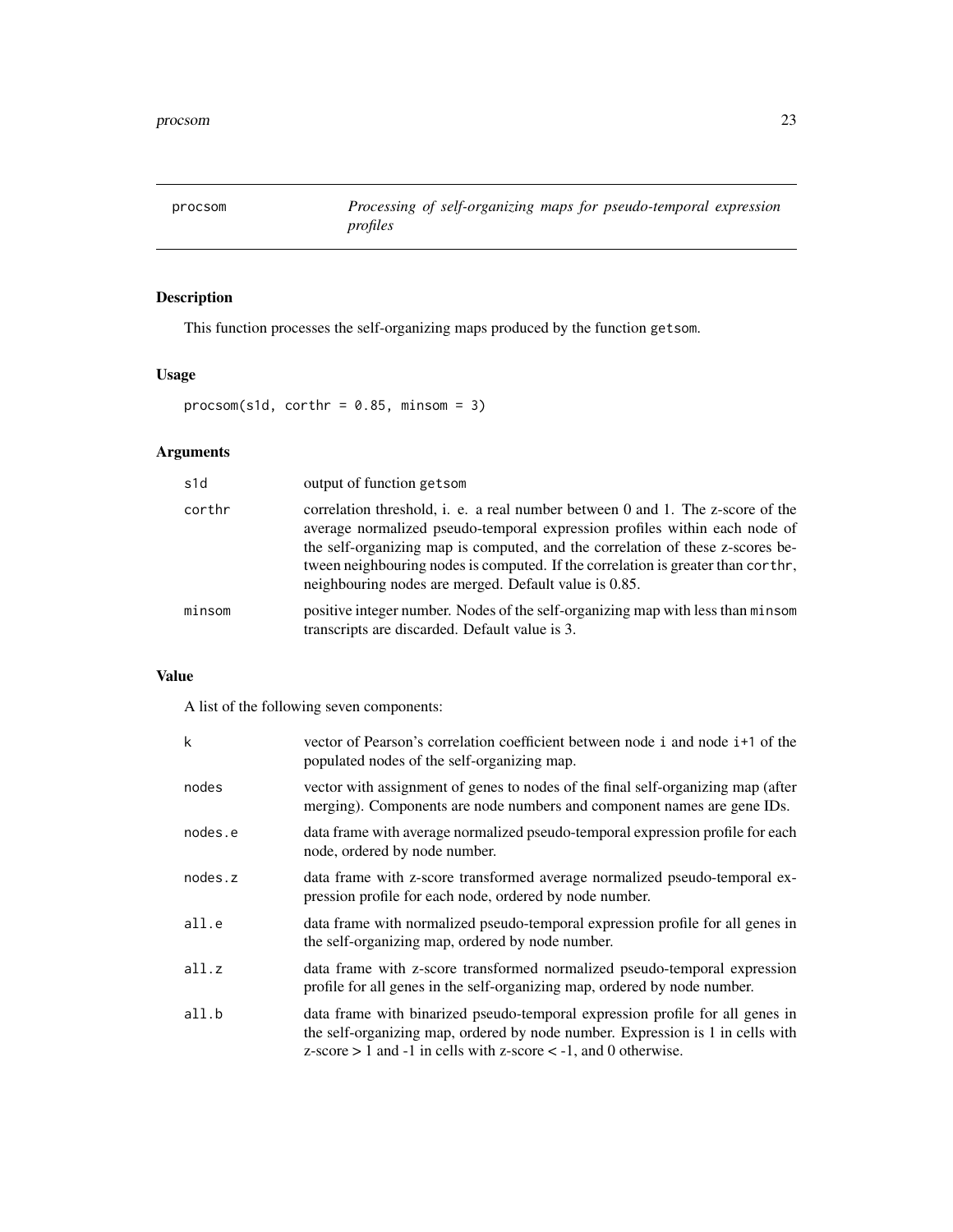## procsom — *Processing of self-organizing maps for pseudo-temporal expression profiles*

### Description

This function processes the self-organizing maps produced by the function `getsom`.

### Usage

```
procsom(s1d, corthr = 0.85, minsom = 3)
```

### Arguments

| | |
|---|---|
| `s1d` | output of function `getsom` |
| `corthr` | correlation threshold, i. e. a real number between 0 and 1. The z-score of the average normalized pseudo-temporal expression profiles within each node of the self-organizing map is computed, and the correlation of these z-scores between neighbouring nodes is computed. If the correlation is greater than `corthr`, neighbouring nodes are merged. Default value is 0.85. |
| `minsom` | positive integer number. Nodes of the self-organizing map with less than `minsom` transcripts are discarded. Default value is 3. |

### Value

A list of the following seven components:

| | |
|---|---|
| `k` | vector of Pearson's correlation coefficient between node `i` and node `i+1` of the populated nodes of the self-organizing map. |
| `nodes` | vector with assignment of genes to nodes of the final self-organizing map (after merging). Components are node numbers and component names are gene IDs. |
| `nodes.e` | data frame with average normalized pseudo-temporal expression profile for each node, ordered by node number. |
| `nodes.z` | data frame with z-score transformed average normalized pseudo-temporal expression profile for each node, ordered by node number. |
| `all.e` | data frame with normalized pseudo-temporal expression profile for all genes in the self-organizing map, ordered by node number. |
| `all.z` | data frame with z-score transformed normalized pseudo-temporal expression profile for all genes in the self-organizing map, ordered by node number. |
| `all.b` | data frame with binarized pseudo-temporal expression profile for all genes in the self-organizing map, ordered by node number. Expression is 1 in cells with z-score > 1 and -1 in cells with z-score < -1, and 0 otherwise. |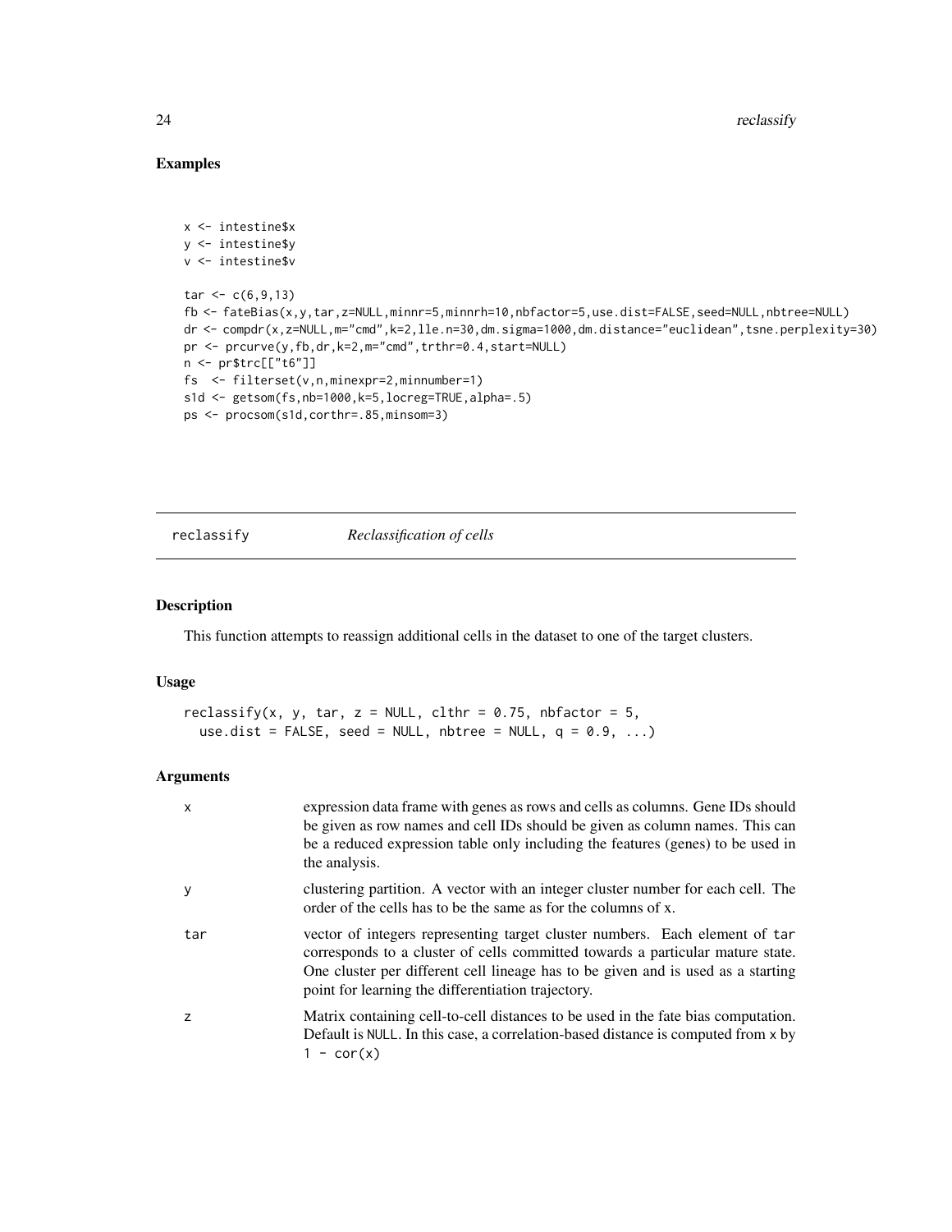## Examples

```
x <- intestine$x
y <- intestine$y
v <- intestine$v

tar <- c(6,9,13)
fb <- fateBias(x,y,tar,z=NULL,minnr=5,minnrh=10,nbfactor=5,use.dist=FALSE,seed=NULL,nbtree=NULL)
dr <- compdr(x,z=NULL,m="cmd",k=2,lle.n=30,dm.sigma=1000,dm.distance="euclidean",tsne.perplexity=30)
pr <- prcurve(y,fb,dr,k=2,m="cmd",trthr=0.4,start=NULL)
n <- pr$trc[["t6"]]
fs  <- filterset(v,n,minexpr=2,minnumber=1)
s1d <- getsom(fs,nb=1000,k=5,locreg=TRUE,alpha=.5)
ps <- procsom(s1d,corthr=.85,minsom=3)
```

---

# reclassify — *Reclassification of cells*

## Description

This function attempts to reassign additional cells in the dataset to one of the target clusters.

## Usage

```
reclassify(x, y, tar, z = NULL, clthr = 0.75, nbfactor = 5,
  use.dist = FALSE, seed = NULL, nbtree = NULL, q = 0.9, ...)
```

## Arguments

| | |
|---|---|
| x | expression data frame with genes as rows and cells as columns. Gene IDs should be given as row names and cell IDs should be given as column names. This can be a reduced expression table only including the features (genes) to be used in the analysis. |
| y | clustering partition. A vector with an integer cluster number for each cell. The order of the cells has to be the same as for the columns of x. |
| tar | vector of integers representing target cluster numbers. Each element of tar corresponds to a cluster of cells committed towards a particular mature state. One cluster per different cell lineage has to be given and is used as a starting point for learning the differentiation trajectory. |
| z | Matrix containing cell-to-cell distances to be used in the fate bias computation. Default is NULL. In this case, a correlation-based distance is computed from x by 1 - cor(x) |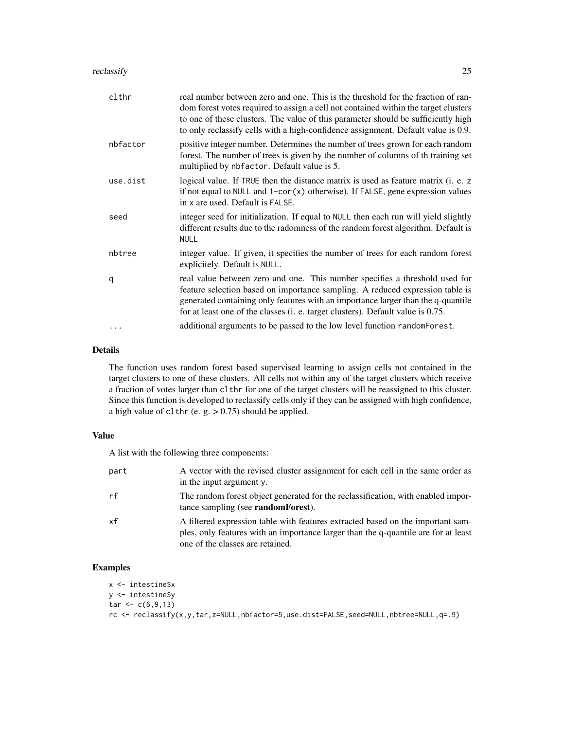| | |
|---|---|
| clthr | real number between zero and one. This is the threshold for the fraction of random forest votes required to assign a cell not contained within the target clusters to one of these clusters. The value of this parameter should be sufficiently high to only reclassify cells with a high-confidence assignment. Default value is 0.9. |
| nbfactor | positive integer number. Determines the number of trees grown for each random forest. The number of trees is given by the number of columns of th training set multiplied by nbfactor. Default value is 5. |
| use.dist | logical value. If TRUE then the distance matrix is used as feature matrix (i. e. z if not equal to NULL and 1-cor(x) otherwise). If FALSE, gene expression values in x are used. Default is FALSE. |
| seed | integer seed for initialization. If equal to NULL then each run will yield slightly different results due to the radomness of the random forest algorithm. Default is NULL |
| nbtree | integer value. If given, it specifies the number of trees for each random forest explicitely. Default is NULL. |
| q | real value between zero and one. This number specifies a threshold used for feature selection based on importance sampling. A reduced expression table is generated containing only features with an importance larger than the q-quantile for at least one of the classes (i. e. target clusters). Default value is 0.75. |
| ... | additional arguments to be passed to the low level function randomForest. |

### Details

The function uses random forest based supervised learning to assign cells not contained in the target clusters to one of these clusters. All cells not within any of the target clusters which receive a fraction of votes larger than clthr for one of the target clusters will be reassigned to this cluster. Since this function is developed to reclassify cells only if they can be assigned with high confidence, a high value of clthr (e. g. > 0.75) should be applied.

### Value

A list with the following three components:

| | |
|---|---|
| part | A vector with the revised cluster assignment for each cell in the same order as in the input argument y. |
| rf | The random forest object generated for the reclassification, with enabled importance sampling (see **randomForest**). |
| xf | A filtered expression table with features extracted based on the important samples, only features with an importance larger than the q-quantile are for at least one of the classes are retained. |

### Examples

```
x <- intestine$x
y <- intestine$y
tar <- c(6,9,13)
rc <- reclassify(x,y,tar,z=NULL,nbfactor=5,use.dist=FALSE,seed=NULL,nbtree=NULL,q=.9)
```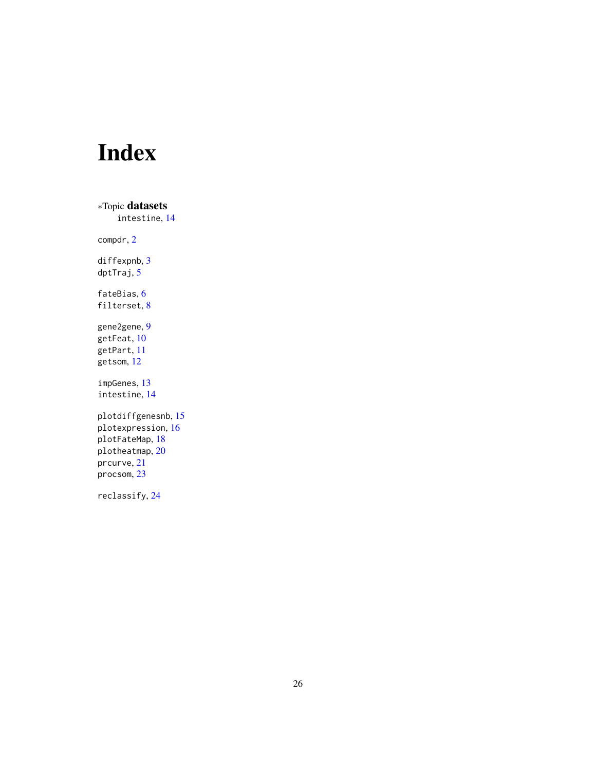# Index

*Topic **datasets**
    intestine, 14

compdr, 2

diffexpnb, 3
dptTraj, 5

fateBias, 6
filterset, 8

gene2gene, 9
getFeat, 10
getPart, 11
getsom, 12

impGenes, 13
intestine, 14

plotdiffgenesnb, 15
plotexpression, 16
plotFateMap, 18
plotheatmap, 20
prcurve, 21
procsom, 23

reclassify, 24